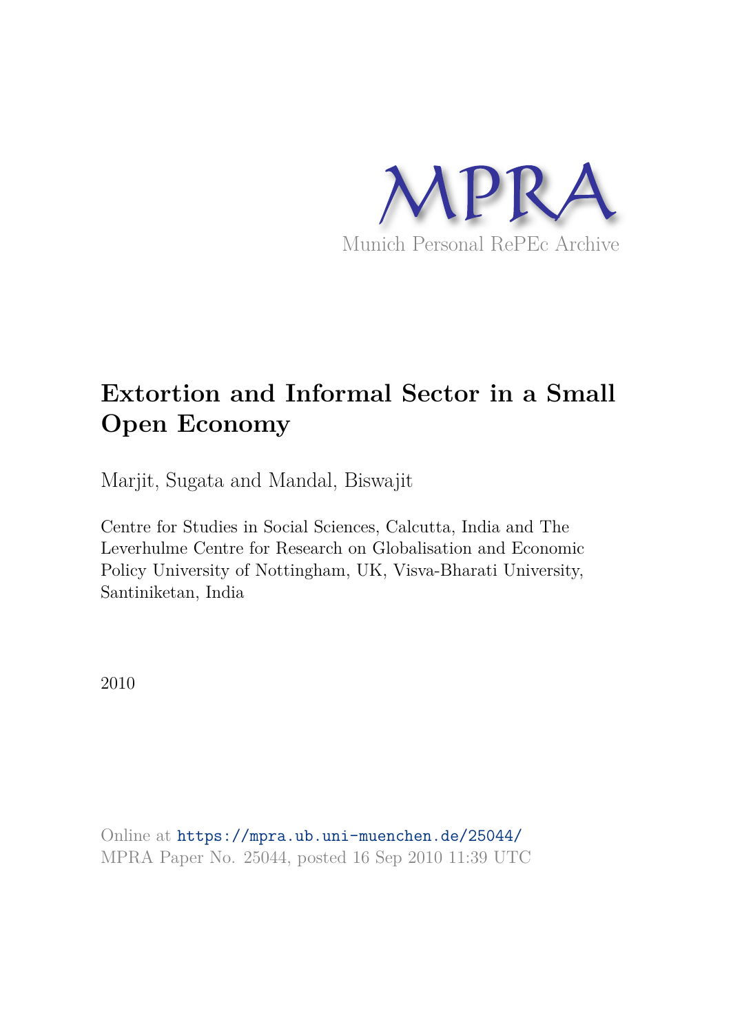MPRA

Munich Personal RePEc Archive

# Extortion and Informal Sector in a Small Open Economy

Marjit, Sugata and Mandal, Biswajit

Centre for Studies in Social Sciences, Calcutta, India and The Leverhulme Centre for Research on Globalisation and Economic Policy University of Nottingham, UK, Visva-Bharati University, Santiniketan, India

2010

Online at https://mpra.ub.uni-muenchen.de/25044/
MPRA Paper No. 25044, posted 16 Sep 2010 11:39 UTC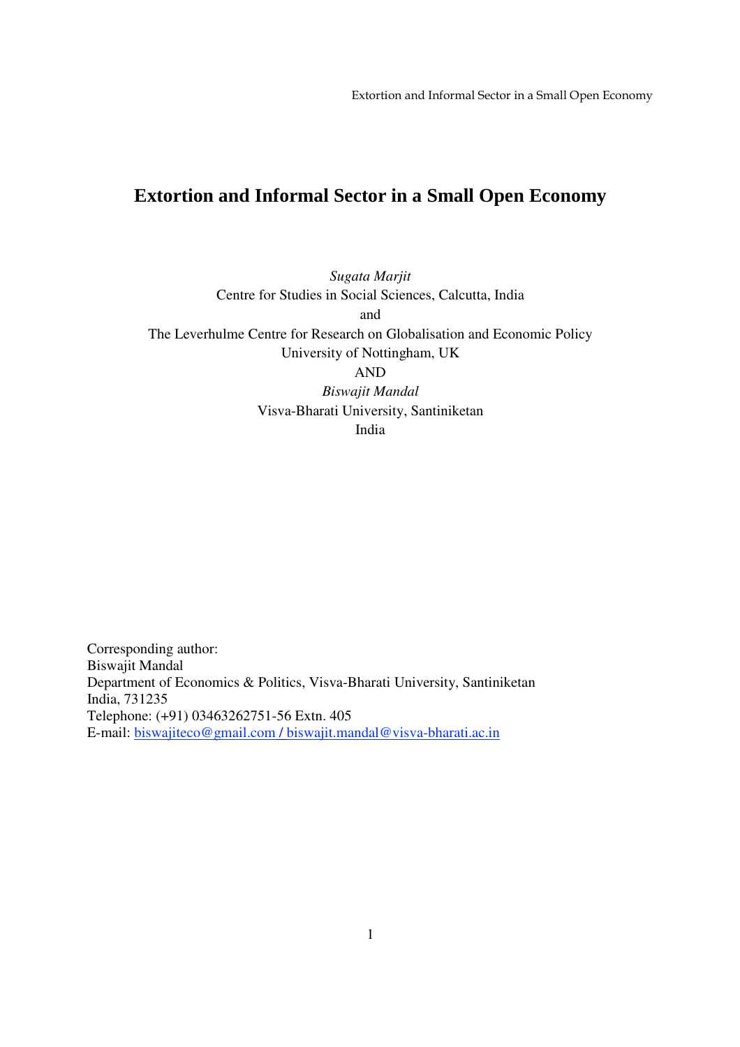# Extortion and Informal Sector in a Small Open Economy

*Sugata Marjit*
Centre for Studies in Social Sciences, Calcutta, India
and
The Leverhulme Centre for Research on Globalisation and Economic Policy
University of Nottingham, UK
AND
*Biswajit Mandal*
Visva-Bharati University, Santiniketan
India

Corresponding author:
Biswajit Mandal
Department of Economics & Politics, Visva-Bharati University, Santiniketan
India, 731235
Telephone: (+91) 03463262751-56 Extn. 405
E-mail: biswajiteco@gmail.com / biswajit.mandal@visva-bharati.ac.in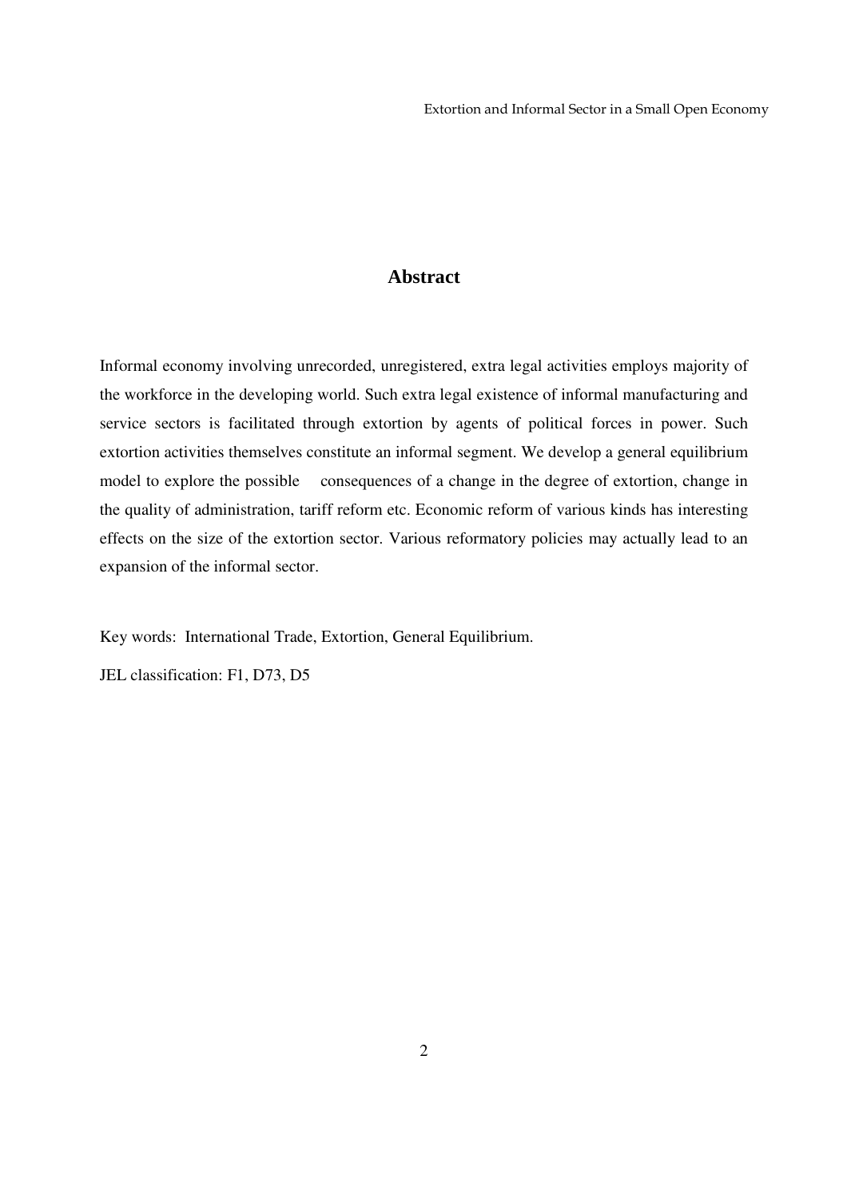## Abstract

Informal economy involving unrecorded, unregistered, extra legal activities employs majority of the workforce in the developing world. Such extra legal existence of informal manufacturing and service sectors is facilitated through extortion by agents of political forces in power. Such extortion activities themselves constitute an informal segment. We develop a general equilibrium model to explore the possible consequences of a change in the degree of extortion, change in the quality of administration, tariff reform etc. Economic reform of various kinds has interesting effects on the size of the extortion sector. Various reformatory policies may actually lead to an expansion of the informal sector.

Key words: International Trade, Extortion, General Equilibrium.

JEL classification: F1, D73, D5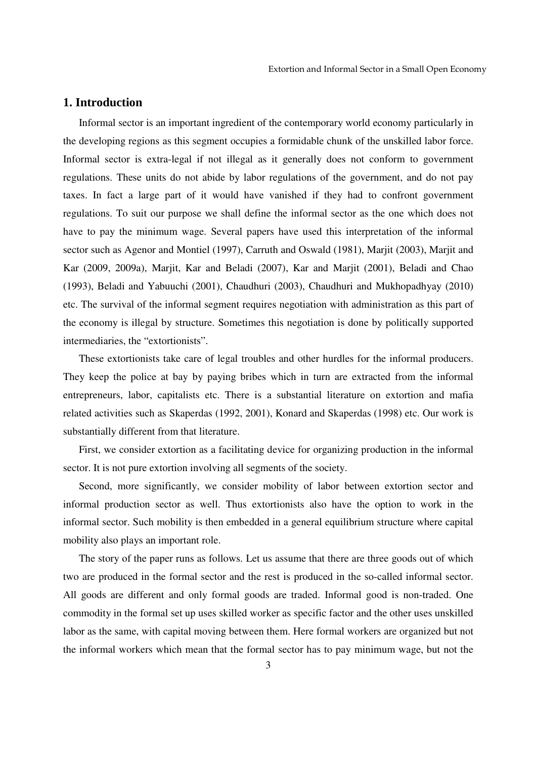## 1. Introduction

Informal sector is an important ingredient of the contemporary world economy particularly in the developing regions as this segment occupies a formidable chunk of the unskilled labor force. Informal sector is extra-legal if not illegal as it generally does not conform to government regulations. These units do not abide by labor regulations of the government, and do not pay taxes. In fact a large part of it would have vanished if they had to confront government regulations. To suit our purpose we shall define the informal sector as the one which does not have to pay the minimum wage. Several papers have used this interpretation of the informal sector such as Agenor and Montiel (1997), Carruth and Oswald (1981), Marjit (2003), Marjit and Kar (2009, 2009a), Marjit, Kar and Beladi (2007), Kar and Marjit (2001), Beladi and Chao (1993), Beladi and Yabuuchi (2001), Chaudhuri (2003), Chaudhuri and Mukhopadhyay (2010) etc. The survival of the informal segment requires negotiation with administration as this part of the economy is illegal by structure. Sometimes this negotiation is done by politically supported intermediaries, the "extortionists".

These extortionists take care of legal troubles and other hurdles for the informal producers. They keep the police at bay by paying bribes which in turn are extracted from the informal entrepreneurs, labor, capitalists etc. There is a substantial literature on extortion and mafia related activities such as Skaperdas (1992, 2001), Konard and Skaperdas (1998) etc. Our work is substantially different from that literature.

First, we consider extortion as a facilitating device for organizing production in the informal sector. It is not pure extortion involving all segments of the society.

Second, more significantly, we consider mobility of labor between extortion sector and informal production sector as well. Thus extortionists also have the option to work in the informal sector. Such mobility is then embedded in a general equilibrium structure where capital mobility also plays an important role.

The story of the paper runs as follows. Let us assume that there are three goods out of which two are produced in the formal sector and the rest is produced in the so-called informal sector. All goods are different and only formal goods are traded. Informal good is non-traded. One commodity in the formal set up uses skilled worker as specific factor and the other uses unskilled labor as the same, with capital moving between them. Here formal workers are organized but not the informal workers which mean that the formal sector has to pay minimum wage, but not the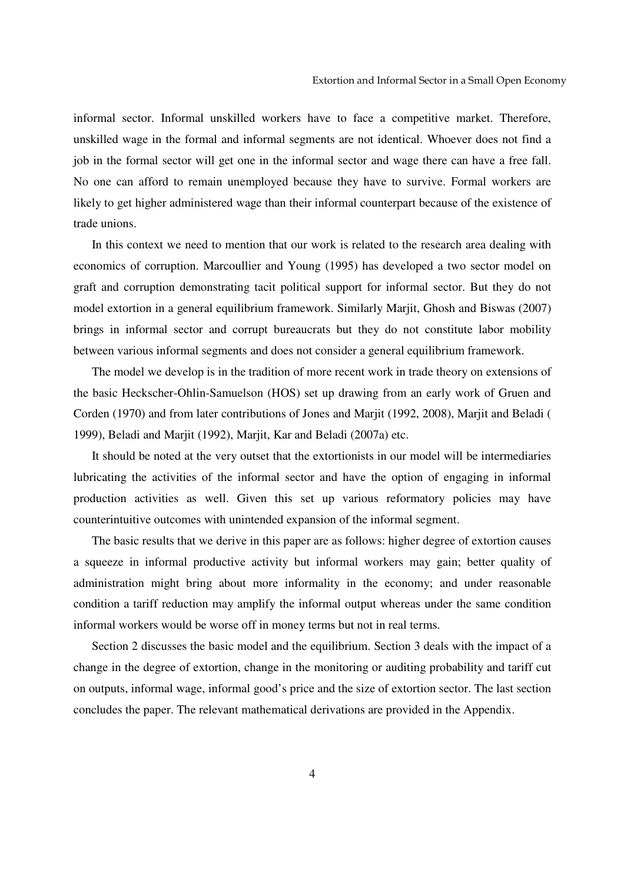informal sector. Informal unskilled workers have to face a competitive market. Therefore, unskilled wage in the formal and informal segments are not identical. Whoever does not find a job in the formal sector will get one in the informal sector and wage there can have a free fall. No one can afford to remain unemployed because they have to survive. Formal workers are likely to get higher administered wage than their informal counterpart because of the existence of trade unions.

In this context we need to mention that our work is related to the research area dealing with economics of corruption. Marcoullier and Young (1995) has developed a two sector model on graft and corruption demonstrating tacit political support for informal sector. But they do not model extortion in a general equilibrium framework. Similarly Marjit, Ghosh and Biswas (2007) brings in informal sector and corrupt bureaucrats but they do not constitute labor mobility between various informal segments and does not consider a general equilibrium framework.

The model we develop is in the tradition of more recent work in trade theory on extensions of the basic Heckscher-Ohlin-Samuelson (HOS) set up drawing from an early work of Gruen and Corden (1970) and from later contributions of Jones and Marjit (1992, 2008), Marjit and Beladi ( 1999), Beladi and Marjit (1992), Marjit, Kar and Beladi (2007a) etc.

It should be noted at the very outset that the extortionists in our model will be intermediaries lubricating the activities of the informal sector and have the option of engaging in informal production activities as well. Given this set up various reformatory policies may have counterintuitive outcomes with unintended expansion of the informal segment.

The basic results that we derive in this paper are as follows: higher degree of extortion causes a squeeze in informal productive activity but informal workers may gain; better quality of administration might bring about more informality in the economy; and under reasonable condition a tariff reduction may amplify the informal output whereas under the same condition informal workers would be worse off in money terms but not in real terms.

Section 2 discusses the basic model and the equilibrium. Section 3 deals with the impact of a change in the degree of extortion, change in the monitoring or auditing probability and tariff cut on outputs, informal wage, informal good's price and the size of extortion sector. The last section concludes the paper. The relevant mathematical derivations are provided in the Appendix.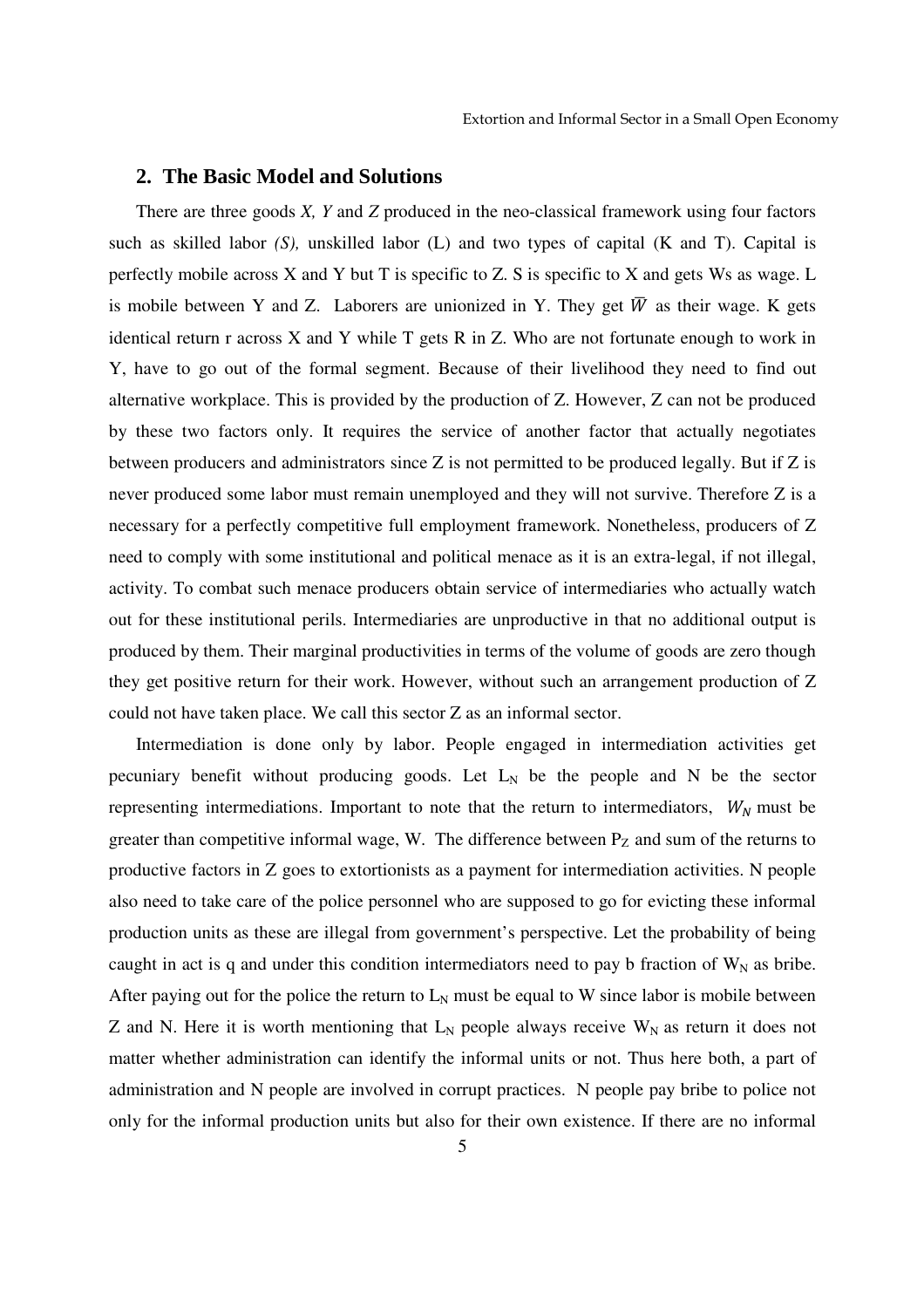## 2. The Basic Model and Solutions

There are three goods *X, Y* and *Z* produced in the neo-classical framework using four factors such as skilled labor *(S),* unskilled labor (L) and two types of capital (K and T). Capital is perfectly mobile across X and Y but T is specific to Z. S is specific to X and gets Ws as wage. L is mobile between Y and Z. Laborers are unionized in Y. They get $\overline{W}$ as their wage. K gets identical return r across X and Y while T gets R in Z. Who are not fortunate enough to work in Y, have to go out of the formal segment. Because of their livelihood they need to find out alternative workplace. This is provided by the production of Z. However, Z can not be produced by these two factors only. It requires the service of another factor that actually negotiates between producers and administrators since Z is not permitted to be produced legally. But if Z is never produced some labor must remain unemployed and they will not survive. Therefore Z is a necessary for a perfectly competitive full employment framework. Nonetheless, producers of Z need to comply with some institutional and political menace as it is an extra-legal, if not illegal, activity. To combat such menace producers obtain service of intermediaries who actually watch out for these institutional perils. Intermediaries are unproductive in that no additional output is produced by them. Their marginal productivities in terms of the volume of goods are zero though they get positive return for their work. However, without such an arrangement production of Z could not have taken place. We call this sector Z as an informal sector.

Intermediation is done only by labor. People engaged in intermediation activities get pecuniary benefit without producing goods. Let $L_N$ be the people and N be the sector representing intermediations. Important to note that the return to intermediators, $W_N$ must be greater than competitive informal wage, W. The difference between $P_Z$ and sum of the returns to productive factors in Z goes to extortionists as a payment for intermediation activities. N people also need to take care of the police personnel who are supposed to go for evicting these informal production units as these are illegal from government's perspective. Let the probability of being caught in act is q and under this condition intermediators need to pay b fraction of $W_N$ as bribe. After paying out for the police the return to $L_N$ must be equal to W since labor is mobile between Z and N. Here it is worth mentioning that $L_N$ people always receive $W_N$ as return it does not matter whether administration can identify the informal units or not. Thus here both, a part of administration and N people are involved in corrupt practices. N people pay bribe to police not only for the informal production units but also for their own existence. If there are no informal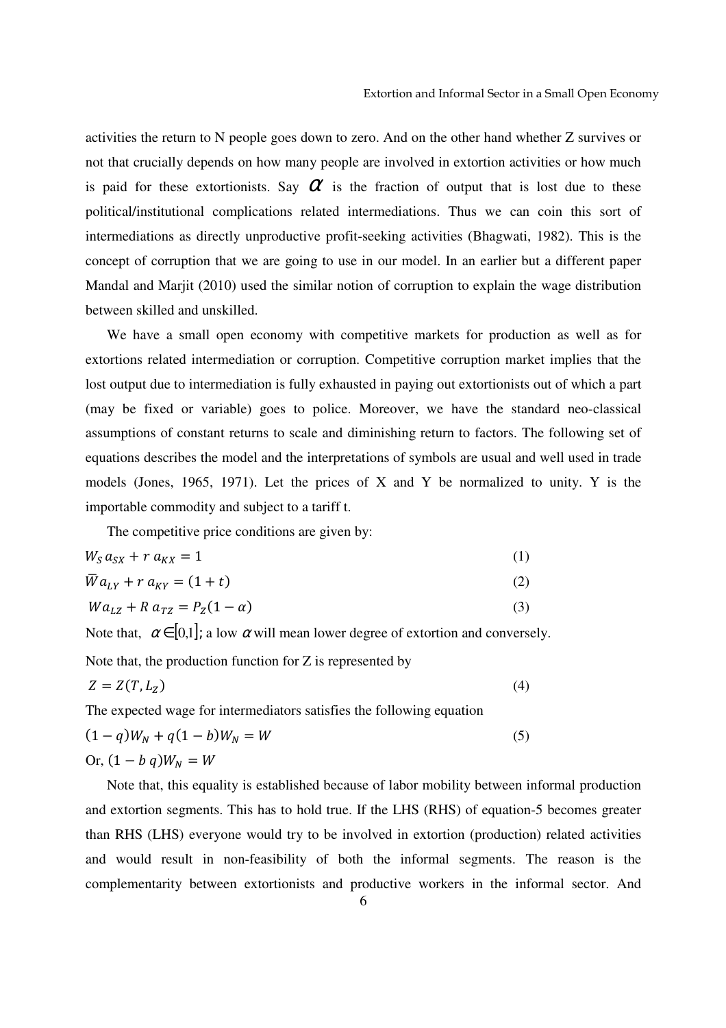activities the return to N people goes down to zero. And on the other hand whether Z survives or not that crucially depends on how many people are involved in extortion activities or how much is paid for these extortionists. Say $\alpha$ is the fraction of output that is lost due to these political/institutional complications related intermediations. Thus we can coin this sort of intermediations as directly unproductive profit-seeking activities (Bhagwati, 1982). This is the concept of corruption that we are going to use in our model. In an earlier but a different paper Mandal and Marjit (2010) used the similar notion of corruption to explain the wage distribution between skilled and unskilled.

We have a small open economy with competitive markets for production as well as for extortions related intermediation or corruption. Competitive corruption market implies that the lost output due to intermediation is fully exhausted in paying out extortionists out of which a part (may be fixed or variable) goes to police. Moreover, we have the standard neo-classical assumptions of constant returns to scale and diminishing return to factors. The following set of equations describes the model and the interpretations of symbols are usual and well used in trade models (Jones, 1965, 1971). Let the prices of X and Y be normalized to unity. Y is the importable commodity and subject to a tariff t.

The competitive price conditions are given by:

$$W_S\, a_{SX} + r\, a_{KX} = 1 \tag{1}$$

$$\bar{W} a_{LY} + r\, a_{KY} = (1+t) \tag{2}$$

$$W a_{LZ} + R\, a_{TZ} = P_Z(1-\alpha) \tag{3}$$

Note that, $\alpha \in [0,1]$; a low $\alpha$ will mean lower degree of extortion and conversely.

Note that, the production function for Z is represented by

$$Z = Z(T, L_Z) \tag{4}$$

The expected wage for intermediators satisfies the following equation

$$(1-q)W_N + q(1-b)W_N = W \tag{5}$$

Or, $(1 - b\,q)W_N = W$

Note that, this equality is established because of labor mobility between informal production and extortion segments. This has to hold true. If the LHS (RHS) of equation-5 becomes greater than RHS (LHS) everyone would try to be involved in extortion (production) related activities and would result in non-feasibility of both the informal segments. The reason is the complementarity between extortionists and productive workers in the informal sector. And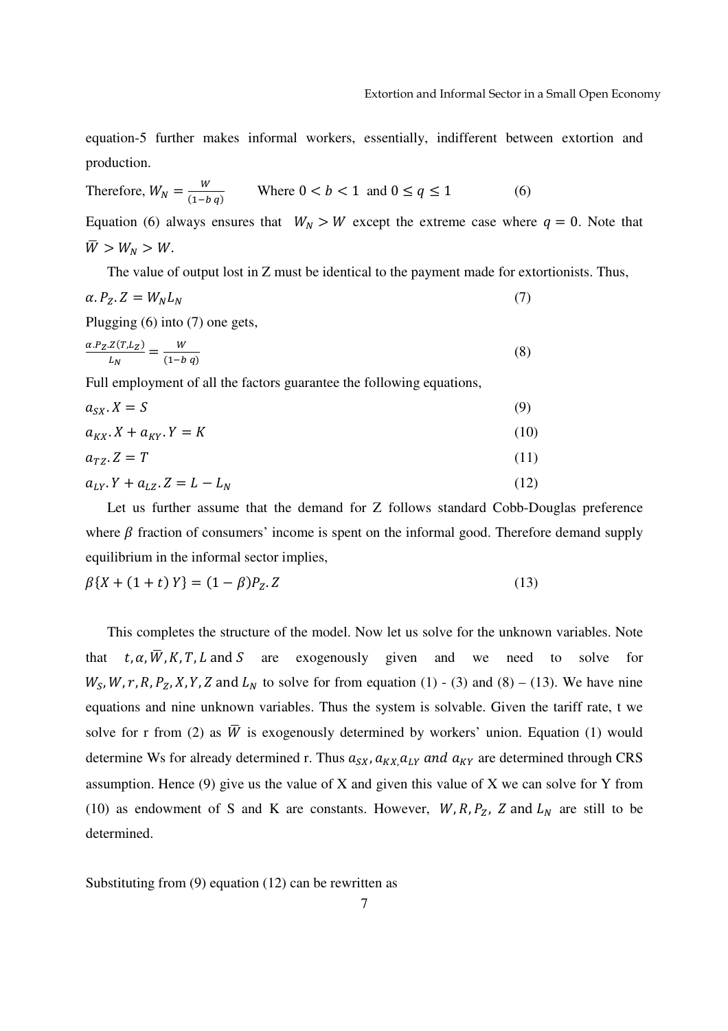equation-5 further makes informal workers, essentially, indifferent between extortion and production.

Therefore, $W_N = \frac{W}{(1-b\,q)}$ Where $0 < b < 1$ and $0 \leq q \leq 1$ (6)

Equation (6) always ensures that $W_N > W$ except the extreme case where $q = 0$. Note that $\overline{W} > W_N > W$.

The value of output lost in Z must be identical to the payment made for extortionists. Thus,

$$\alpha . P_Z . Z = W_N L_N \tag{7}$$

Plugging (6) into (7) one gets,

$$\frac{\alpha . P_Z . Z(T, L_Z)}{L_N} = \frac{W}{(1-b\,q)} \tag{8}$$

Full employment of all the factors guarantee the following equations,

$$a_{SX} . X = S \tag{9}$$

$$a_{KX} . X + a_{KY} . Y = K \tag{10}$$

$$a_{TZ} . Z = T \tag{11}$$

$$a_{LY} . Y + a_{LZ} . Z = L - L_N \tag{12}$$

Let us further assume that the demand for Z follows standard Cobb-Douglas preference where $\beta$ fraction of consumers' income is spent on the informal good. Therefore demand supply equilibrium in the informal sector implies,

$$\beta\{X + (1+t)\,Y\} = (1-\beta) P_Z . Z \tag{13}$$

This completes the structure of the model. Now let us solve for the unknown variables. Note that $t, \alpha, \overline{W}, K, T, L$ and $S$ are exogenously given and we need to solve for $W_S, W, r, R, P_Z, X, Y, Z$ and $L_N$ to solve for from equation (1) - (3) and (8) – (13). We have nine equations and nine unknown variables. Thus the system is solvable. Given the tariff rate, t we solve for r from (2) as $\overline{W}$ is exogenously determined by workers' union. Equation (1) would determine Ws for already determined r. Thus $a_{SX}, a_{KX}, a_{LY}$ *and* $a_{KY}$ are determined through CRS assumption. Hence (9) give us the value of X and given this value of X we can solve for Y from (10) as endowment of S and K are constants. However, $W, R, P_Z$, $Z$ and $L_N$ are still to be determined.

Substituting from (9) equation (12) can be rewritten as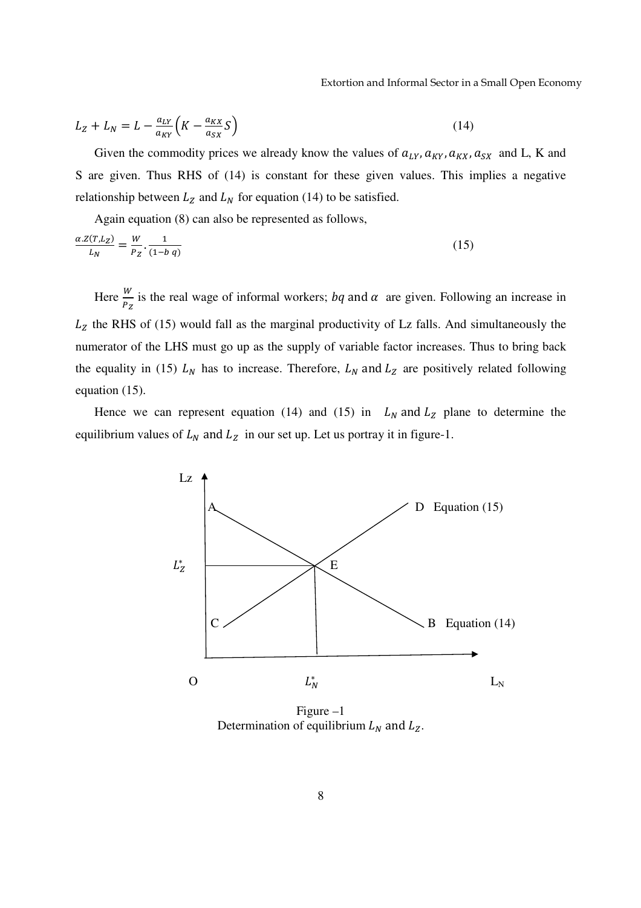$$L_Z + L_N = L - \frac{a_{LY}}{a_{KY}}\left(K - \frac{a_{KX}}{a_{SX}}S\right) \tag{14}$$

Given the commodity prices we already know the values of $a_{LY}, a_{KY}, a_{KX}, a_{SX}$ and L, K and S are given. Thus RHS of (14) is constant for these given values. This implies a negative relationship between $L_Z$ and $L_N$ for equation (14) to be satisfied.

Again equation (8) can also be represented as follows,

$$\frac{\alpha . Z(T, L_Z)}{L_N} = \frac{W}{P_Z} . \frac{1}{(1-b\ q)} \tag{15}$$

Here $\frac{W}{P_Z}$ is the real wage of informal workers; $bq$ and $\alpha$ are given. Following an increase in $L_Z$ the RHS of (15) would fall as the marginal productivity of Lz falls. And simultaneously the numerator of the LHS must go up as the supply of variable factor increases. Thus to bring back the equality in (15) $L_N$ has to increase. Therefore, $L_N$ and $L_Z$ are positively related following equation (15).

Hence we can represent equation (14) and (15) in $L_N$ and $L_Z$ plane to determine the equilibrium values of $L_N$ and $L_Z$ in our set up. Let us portray it in figure-1.

Figure –1
Determination of equilibrium $L_N$ and $L_Z$.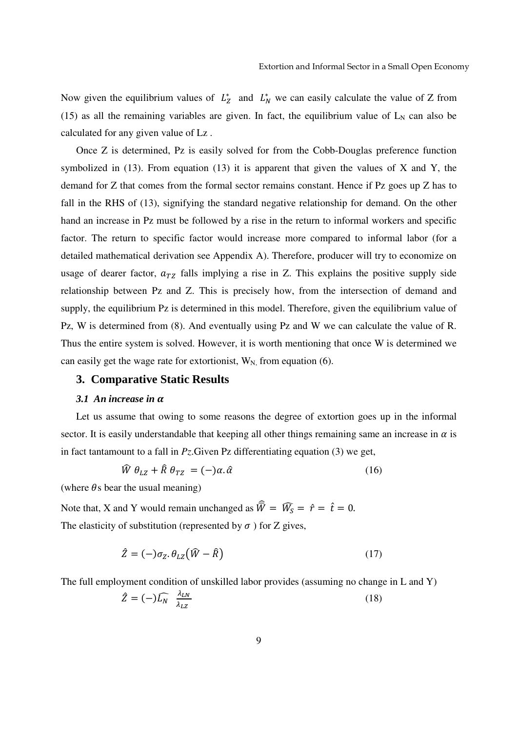Now given the equilibrium values of $L_Z^*$ and $L_N^*$ we can easily calculate the value of Z from (15) as all the remaining variables are given. In fact, the equilibrium value of $L_N$ can also be calculated for any given value of Lz .

Once Z is determined, Pz is easily solved for from the Cobb-Douglas preference function symbolized in (13). From equation (13) it is apparent that given the values of X and Y, the demand for Z that comes from the formal sector remains constant. Hence if Pz goes up Z has to fall in the RHS of (13), signifying the standard negative relationship for demand. On the other hand an increase in Pz must be followed by a rise in the return to informal workers and specific factor. The return to specific factor would increase more compared to informal labor (for a detailed mathematical derivation see Appendix A). Therefore, producer will try to economize on usage of dearer factor, $a_{TZ}$ falls implying a rise in Z. This explains the positive supply side relationship between Pz and Z. This is precisely how, from the intersection of demand and supply, the equilibrium Pz is determined in this model. Therefore, given the equilibrium value of Pz, W is determined from (8). And eventually using Pz and W we can calculate the value of R. Thus the entire system is solved. However, it is worth mentioning that once W is determined we can easily get the wage rate for extortionist, $W_N$, from equation (6).

## 3. Comparative Static Results

### *3.1 An increase in $\alpha$*

Let us assume that owing to some reasons the degree of extortion goes up in the informal sector. It is easily understandable that keeping all other things remaining same an increase in $\alpha$ is in fact tantamount to a fall in *Pz*.Given Pz differentiating equation (3) we get,

$$\widehat{W}\,\theta_{LZ} + \widehat{R}\,\theta_{TZ} = (-)\alpha.\hat{\alpha} \tag{16}$$

(where $\theta$s bear the usual meaning)

Note that, X and Y would remain unchanged as $\widehat{\overline{W}} = \widehat{W_S} = \hat{r} = \hat{t} = 0$.

The elasticity of substitution (represented by $\sigma$ ) for Z gives,

$$\hat{Z} = (-)\sigma_Z.\theta_{LZ}\big(\widehat{W} - \widehat{R}\big) \tag{17}$$

The full employment condition of unskilled labor provides (assuming no change in L and Y)

$$\hat{Z} = (-)\widehat{L_N}\ \frac{\lambda_{LN}}{\lambda_{LZ}} \tag{18}$$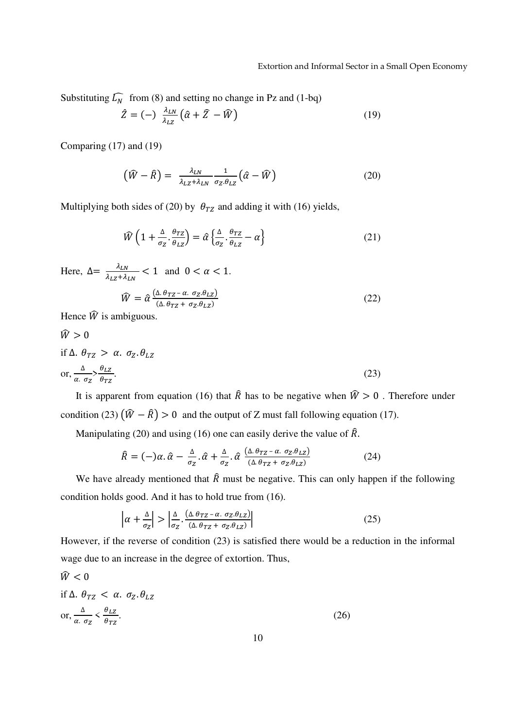Substituting $\widehat{L_N}$ from (8) and setting no change in Pz and (1-bq)

$$\hat{Z} = (-)\ \frac{\lambda_{LN}}{\lambda_{LZ}}\left(\hat{\alpha} + \hat{Z} - \widehat{W}\right) \tag{19}$$

Comparing (17) and (19)

$$\left(\widehat{W} - \widehat{R}\right) = \frac{\lambda_{LN}}{\lambda_{LZ}+\lambda_{LN}}\frac{1}{\sigma_Z.\theta_{LZ}}\left(\hat{\alpha} - \widehat{W}\right) \tag{20}$$

Multiplying both sides of (20) by $\theta_{TZ}$ and adding it with (16) yields,

$$\widehat{W}\left(1 + \frac{\Delta}{\sigma_Z}.\frac{\theta_{TZ}}{\theta_{LZ}}\right) = \hat{\alpha}\left\{\frac{\Delta}{\sigma_Z}.\frac{\theta_{TZ}}{\theta_{LZ}} - \alpha\right\} \tag{21}$$

Here, $\Delta = \frac{\lambda_{LN}}{\lambda_{LZ}+\lambda_{LN}} < 1$ and $0 < \alpha < 1$.

$$\widehat{W} = \hat{\alpha}\,\frac{\left(\Delta.\theta_{TZ} - \alpha.\ \sigma_Z.\theta_{LZ}\right)}{\left(\Delta.\theta_{TZ} +\ \sigma_Z.\theta_{LZ}\right)} \tag{22}$$

Hence $\widehat{W}$ is ambiguous.

$\widehat{W} > 0$

if $\Delta.\ \theta_{TZ} >\ \alpha.\ \sigma_Z.\theta_{LZ}$

or, $\frac{\Delta}{\alpha.\ \sigma_Z} > \frac{\theta_{LZ}}{\theta_{TZ}}$. (23)

It is apparent from equation (16) that $\widehat{R}$ has to be negative when $\widehat{W} > 0$ . Therefore under condition (23) $\left(\widehat{W} - \widehat{R}\right) > 0$ and the output of Z must fall following equation (17).

Manipulating (20) and using (16) one can easily derive the value of $\widehat{R}$.

$$\widehat{R} = (-)\alpha.\hat{\alpha} - \frac{\Delta}{\sigma_Z}.\hat{\alpha} + \frac{\Delta}{\sigma_Z}.\hat{\alpha}\ \frac{\left(\Delta.\theta_{TZ} - \alpha.\ \sigma_Z.\theta_{LZ}\right)}{\left(\Delta.\theta_{TZ} +\ \sigma_Z.\theta_{LZ}\right)} \tag{24}$$

We have already mentioned that $\widehat{R}$ must be negative. This can only happen if the following condition holds good. And it has to hold true from (16).

$$\left|\alpha + \frac{\Delta}{\sigma_Z}\right| > \left|\frac{\Delta}{\sigma_Z}.\frac{\left(\Delta.\theta_{TZ} - \alpha.\ \sigma_Z.\theta_{LZ}\right)}{\left(\Delta.\theta_{TZ} +\ \sigma_Z.\theta_{LZ}\right)}\right| \tag{25}$$

However, if the reverse of condition (23) is satisfied there would be a reduction in the informal wage due to an increase in the degree of extortion. Thus,

$\widehat{W} < 0$

if $\Delta.\ \theta_{TZ} <\ \alpha.\ \sigma_Z.\theta_{LZ}$

or, $\frac{\Delta}{\alpha.\ \sigma_Z} < \frac{\theta_{LZ}}{\theta_{TZ}}$. (26)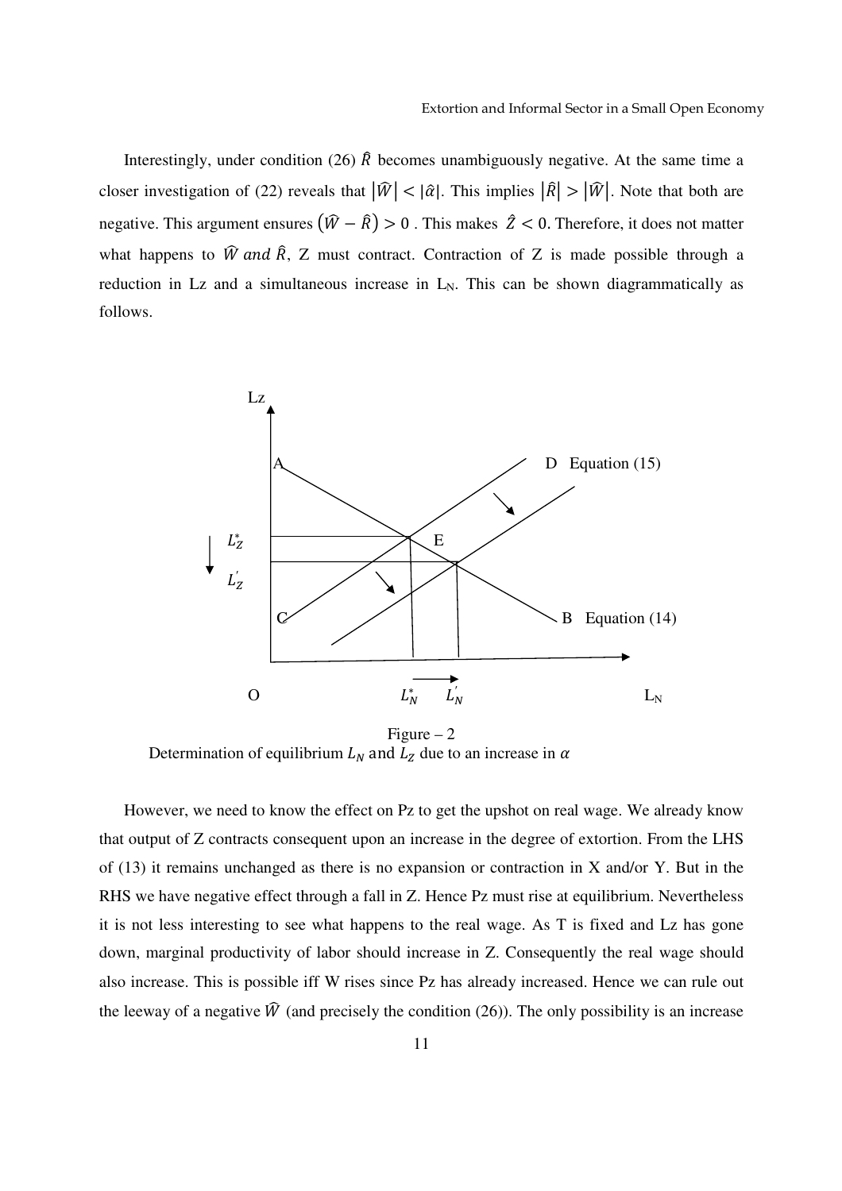Interestingly, under condition (26) $\hat{R}$ becomes unambiguously negative. At the same time a closer investigation of (22) reveals that $|\hat{W}| < |\hat{\alpha}|$. This implies $|\hat{R}| > |\hat{W}|$. Note that both are negative. This argument ensures $(\hat{W} - \hat{R}) > 0$ . This makes $\hat{Z} < 0$. Therefore, it does not matter what happens to $\hat{W}$ *and* $\hat{R}$, Z must contract. Contraction of Z is made possible through a reduction in Lz and a simultaneous increase in $L_N$. This can be shown diagrammatically as follows.

Figure – 2
Determination of equilibrium $L_N$ and $L_Z$ due to an increase in $\alpha$

However, we need to know the effect on Pz to get the upshot on real wage. We already know that output of Z contracts consequent upon an increase in the degree of extortion. From the LHS of (13) it remains unchanged as there is no expansion or contraction in X and/or Y. But in the RHS we have negative effect through a fall in Z. Hence Pz must rise at equilibrium. Nevertheless it is not less interesting to see what happens to the real wage. As T is fixed and Lz has gone down, marginal productivity of labor should increase in Z. Consequently the real wage should also increase. This is possible iff W rises since Pz has already increased. Hence we can rule out the leeway of a negative $\hat{W}$ (and precisely the condition (26)). The only possibility is an increase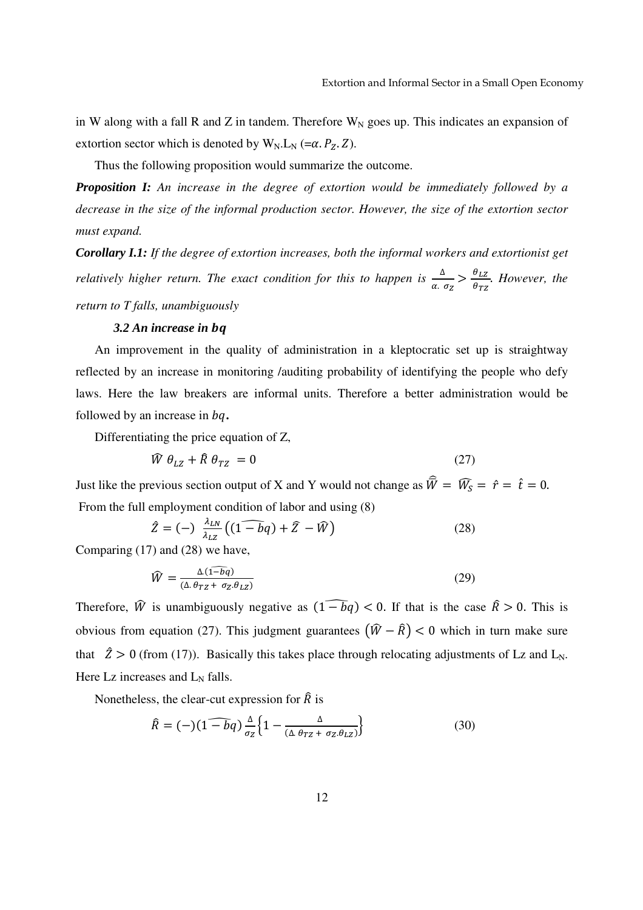in W along with a fall R and Z in tandem. Therefore $W_N$ goes up. This indicates an expansion of extortion sector which is denoted by $W_N.L_N$ ($=\alpha.P_Z.Z$).

Thus the following proposition would summarize the outcome.

***Proposition I:*** *An increase in the degree of extortion would be immediately followed by a decrease in the size of the informal production sector. However, the size of the extortion sector must expand.*

***Corollary I.1:*** *If the degree of extortion increases, both the informal workers and extortionist get relatively higher return. The exact condition for this to happen is* $\frac{\Delta}{\alpha.\ \sigma_Z} > \frac{\theta_{LZ}}{\theta_{TZ}}$. *However, the return to T falls, unambiguously*

### *3.2 An increase in $bq$*

An improvement in the quality of administration in a kleptocratic set up is straightway reflected by an increase in monitoring /auditing probability of identifying the people who defy laws. Here the law breakers are informal units. Therefore a better administration would be followed by an increase in $bq$.

Differentiating the price equation of Z,

$$\widehat{W}\ \theta_{LZ} + \hat{R}\ \theta_{TZ}\ = 0 \qquad (27)$$

Just like the previous section output of X and Y would not change as $\widehat{\overline{W}} = \widehat{W_S} = \hat{r} = \hat{t} = 0.$

From the full employment condition of labor and using (8)

$$\hat{Z} = (-)\ \frac{\lambda_{LN}}{\lambda_{LZ}}\left(\widehat{(1-bq)} + \widehat{Z}\ - \widehat{W}\right) \qquad (28)$$

Comparing (17) and (28) we have,

$$\widehat{W} = \frac{\Delta.\widehat{(1-bq)}}{(\Delta.\theta_{TZ} +\ \sigma_Z.\theta_{LZ})} \qquad (29)$$

Therefore, $\widehat{W}$ is unambiguously negative as $\widehat{(1-bq)} < 0$. If that is the case $\hat{R} > 0$. This is obvious from equation (27). This judgment guarantees $\left(\widehat{W} - \hat{R}\right) < 0$ which in turn make sure that $\hat{Z} > 0$ (from (17)). Basically this takes place through relocating adjustments of Lz and $L_N$. Here Lz increases and $L_N$ falls.

Nonetheless, the clear-cut expression for $\hat{R}$ is

$$\hat{R} = (-)\widehat{(1-bq)}\frac{\Delta}{\sigma_Z}\left\{1 - \frac{\Delta}{(\Delta.\theta_{TZ} +\ \sigma_Z.\theta_{LZ})}\right\} \qquad (30)$$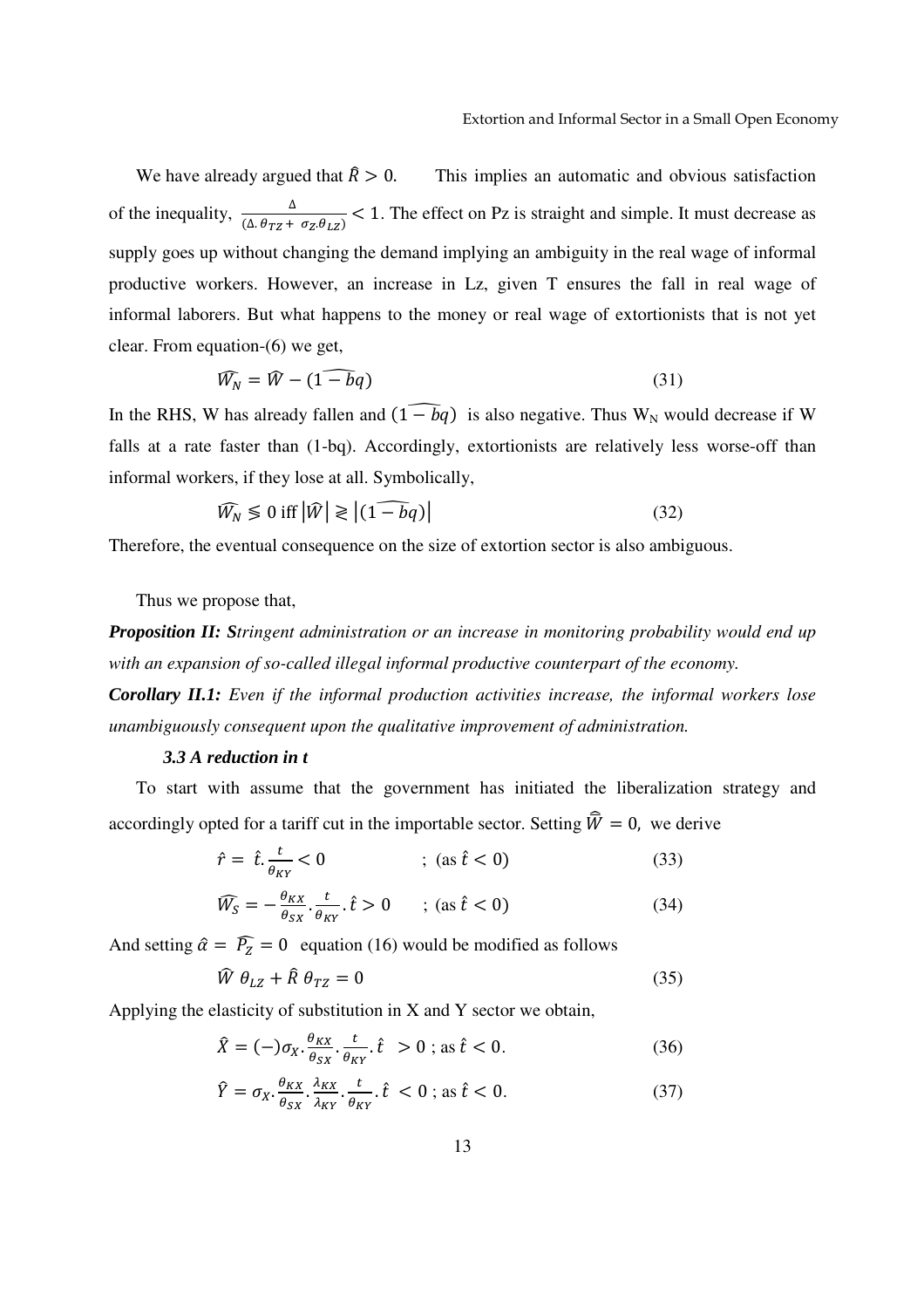We have already argued that $\hat{R} > 0$. This implies an automatic and obvious satisfaction of the inequality, $\frac{\Delta}{(\Delta.\theta_{TZ} + \sigma_Z.\theta_{LZ})} < 1$. The effect on Pz is straight and simple. It must decrease as supply goes up without changing the demand implying an ambiguity in the real wage of informal productive workers. However, an increase in Lz, given T ensures the fall in real wage of informal laborers. But what happens to the money or real wage of extortionists that is not yet clear. From equation-(6) we get,

$$\widehat{W_N} = \widehat{W} - (\widehat{1 - bq}) \tag{31}$$

In the RHS, W has already fallen and $(\widehat{1 - bq})$ is also negative. Thus $W_N$ would decrease if W falls at a rate faster than (1-bq). Accordingly, extortionists are relatively less worse-off than informal workers, if they lose at all. Symbolically,

$$\widehat{W_N} \lesseqgtr 0 \text{ iff } \left|\widehat{W}\right| \gtreqless \left|(\widehat{1 - bq})\right| \tag{32}$$

Therefore, the eventual consequence on the size of extortion sector is also ambiguous.

Thus we propose that,

***Proposition II:*** *Stringent administration or an increase in monitoring probability would end up with an expansion of so-called illegal informal productive counterpart of the economy.*

***Corollary II.1:*** *Even if the informal production activities increase, the informal workers lose unambiguously consequent upon the qualitative improvement of administration.*

### *3.3 A reduction in t*

To start with assume that the government has initiated the liberalization strategy and accordingly opted for a tariff cut in the importable sector. Setting $\hat{\bar{W}} = 0$, we derive

$$\hat{r} = \hat{t}.\frac{t}{\theta_{KY}} < 0 \qquad ; \text{ (as } \hat{t} < 0) \tag{33}$$

$$\widehat{W_S} = -\frac{\theta_{KX}}{\theta_{SX}}.\frac{t}{\theta_{KY}}.\hat{t} > 0 \qquad ; \text{ (as } \hat{t} < 0) \tag{34}$$

And setting $\hat{\alpha} = \widehat{P_Z} = 0$ equation (16) would be modified as follows

$$\widehat{W}\,\theta_{LZ} + \hat{R}\,\theta_{TZ} = 0 \tag{35}$$

Applying the elasticity of substitution in X and Y sector we obtain,

$$\hat{X} = (-)\sigma_X.\frac{\theta_{KX}}{\theta_{SX}}.\frac{t}{\theta_{KY}}.\hat{t} \;\; > 0 \text{ ; as } \hat{t} < 0. \tag{36}$$

$$\hat{Y} = \sigma_X.\frac{\theta_{KX}}{\theta_{SX}}.\frac{\lambda_{KX}}{\lambda_{KY}}.\frac{t}{\theta_{KY}}.\hat{t} \; < 0 \text{ ; as } \hat{t} < 0. \tag{37}$$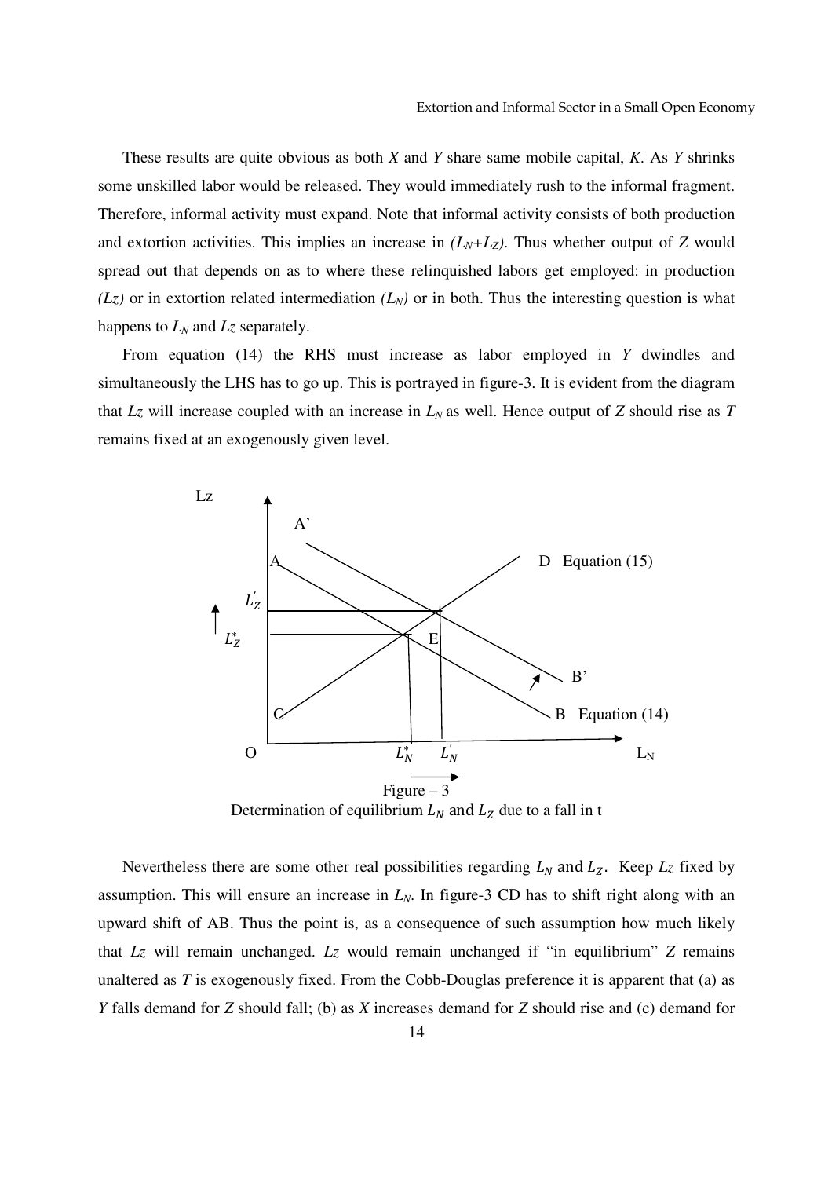These results are quite obvious as both *X* and *Y* share same mobile capital, *K*. As *Y* shrinks some unskilled labor would be released. They would immediately rush to the informal fragment. Therefore, informal activity must expand. Note that informal activity consists of both production and extortion activities. This implies an increase in $(L_N+L_Z)$. Thus whether output of *Z* would spread out that depends on as to where these relinquished labors get employed: in production $(L_Z)$ or in extortion related intermediation $(L_N)$ or in both. Thus the interesting question is what happens to $L_N$ and $L_Z$ separately.

From equation (14) the RHS must increase as labor employed in *Y* dwindles and simultaneously the LHS has to go up. This is portrayed in figure-3. It is evident from the diagram that $L_Z$ will increase coupled with an increase in $L_N$ as well. Hence output of *Z* should rise as *T* remains fixed at an exogenously given level.

Figure – 3
Determination of equilibrium $L_N$ and $L_Z$ due to a fall in t

Nevertheless there are some other real possibilities regarding $L_N$ and $L_Z$. Keep $L_Z$ fixed by assumption. This will ensure an increase in $L_N$. In figure-3 CD has to shift right along with an upward shift of AB. Thus the point is, as a consequence of such assumption how much likely that $L_Z$ will remain unchanged. $L_Z$ would remain unchanged if "in equilibrium" *Z* remains unaltered as *T* is exogenously fixed. From the Cobb-Douglas preference it is apparent that (a) as *Y* falls demand for *Z* should fall; (b) as *X* increases demand for *Z* should rise and (c) demand for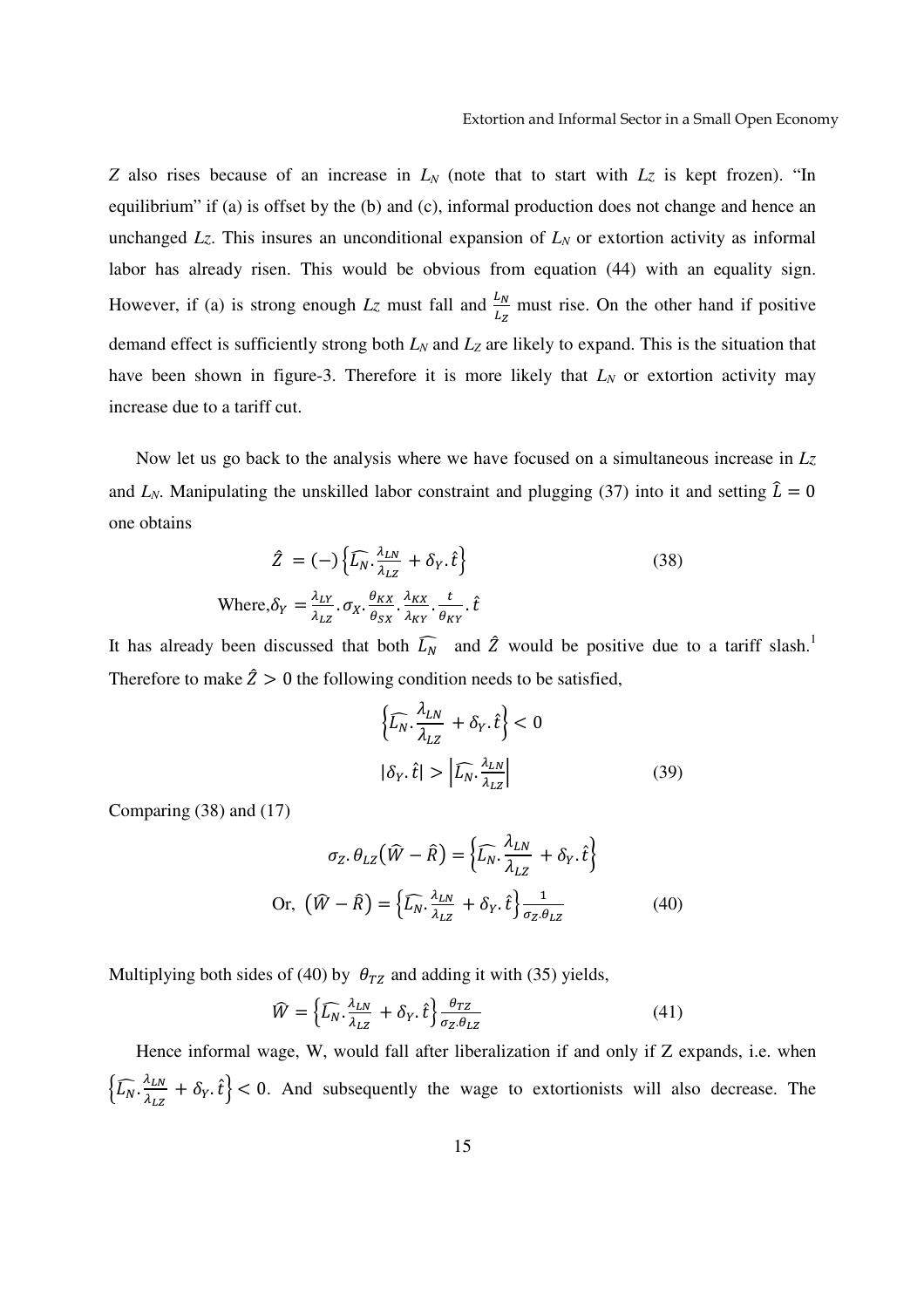$Z$ also rises because of an increase in $L_N$ (note that to start with $L_Z$ is kept frozen). "In equilibrium" if (a) is offset by the (b) and (c), informal production does not change and hence an unchanged $L_Z$. This insures an unconditional expansion of $L_N$ or extortion activity as informal labor has already risen. This would be obvious from equation (44) with an equality sign. However, if (a) is strong enough $L_Z$ must fall and $\frac{L_N}{L_Z}$ must rise. On the other hand if positive demand effect is sufficiently strong both $L_N$ and $L_Z$ are likely to expand. This is the situation that have been shown in figure-3. Therefore it is more likely that $L_N$ or extortion activity may increase due to a tariff cut.

Now let us go back to the analysis where we have focused on a simultaneous increase in $L_Z$ and $L_N$. Manipulating the unskilled labor constraint and plugging (37) into it and setting $\hat{L} = 0$ one obtains

$$\hat{Z} = (-)\left\{\widehat{L_N}.\frac{\lambda_{LN}}{\lambda_{LZ}} + \delta_Y.\hat{t}\right\} \tag{38}$$

$$\text{Where,} \delta_Y = \frac{\lambda_{LY}}{\lambda_{LZ}}.\sigma_X.\frac{\theta_{KX}}{\theta_{SX}}.\frac{\lambda_{KX}}{\lambda_{KY}}.\frac{t}{\theta_{KY}}.\hat{t}$$

It has already been discussed that both $\widehat{L_N}$ and $\hat{Z}$ would be positive due to a tariff slash.[1] Therefore to make $\hat{Z} > 0$ the following condition needs to be satisfied,

$$\left\{\widehat{L_N}.\frac{\lambda_{LN}}{\lambda_{LZ}} + \delta_Y.\hat{t}\right\} < 0$$

$$|\delta_Y.\hat{t}| > \left|\widehat{L_N}.\frac{\lambda_{LN}}{\lambda_{LZ}}\right| \tag{39}$$

Comparing (38) and (17)

$$\sigma_Z.\theta_{LZ}\left(\widehat{W} - \hat{R}\right) = \left\{\widehat{L_N}.\frac{\lambda_{LN}}{\lambda_{LZ}} + \delta_Y.\hat{t}\right\}$$

$$\text{Or, } \left(\widehat{W} - \hat{R}\right) = \left\{\widehat{L_N}.\frac{\lambda_{LN}}{\lambda_{LZ}} + \delta_Y.\hat{t}\right\}\frac{1}{\sigma_Z.\theta_{LZ}} \tag{40}$$

Multiplying both sides of (40) by $\theta_{TZ}$ and adding it with (35) yields,

$$\widehat{W} = \left\{\widehat{L_N}.\frac{\lambda_{LN}}{\lambda_{LZ}} + \delta_Y.\hat{t}\right\}\frac{\theta_{TZ}}{\sigma_Z.\theta_{LZ}} \tag{41}$$

Hence informal wage, W, would fall after liberalization if and only if Z expands, i.e. when $\left\{\widehat{L_N}.\frac{\lambda_{LN}}{\lambda_{LZ}} + \delta_Y.\hat{t}\right\} < 0$. And subsequently the wage to extortionists will also decrease. The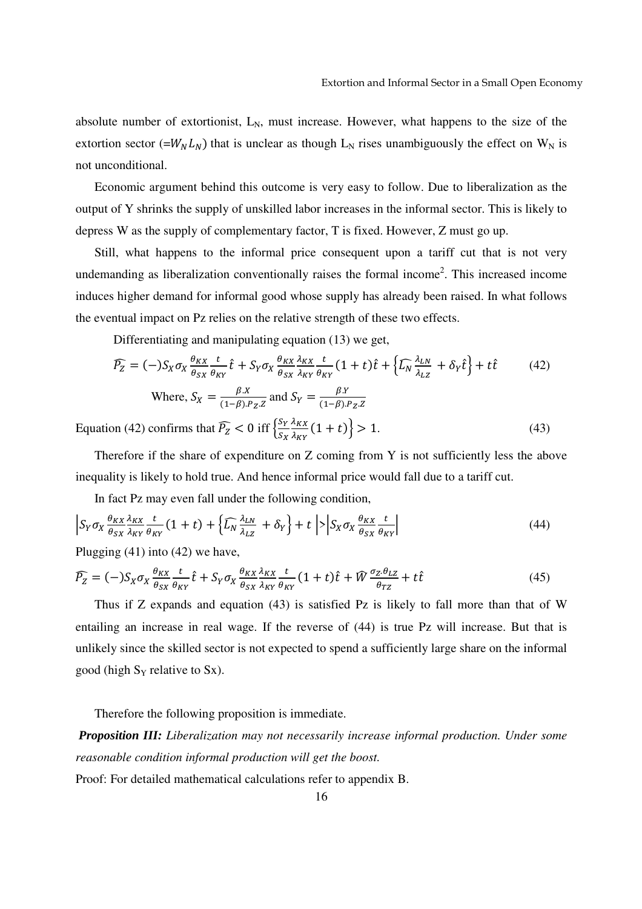absolute number of extortionist, $L_N$, must increase. However, what happens to the size of the extortion sector ($=W_N L_N$) that is unclear as though $L_N$ rises unambiguously the effect on $W_N$ is not unconditional.

Economic argument behind this outcome is very easy to follow. Due to liberalization as the output of Y shrinks the supply of unskilled labor increases in the informal sector. This is likely to depress W as the supply of complementary factor, T is fixed. However, Z must go up.

Still, what happens to the informal price consequent upon a tariff cut that is not very undemanding as liberalization conventionally raises the formal income[2]. This increased income induces higher demand for informal good whose supply has already been raised. In what follows the eventual impact on Pz relies on the relative strength of these two effects.

Differentiating and manipulating equation (13) we get,

$$\widehat{P_Z} = (-)S_X\sigma_X\frac{\theta_{KX}}{\theta_{SX}}\frac{t}{\theta_{KY}}\hat{t} + S_Y\sigma_X\frac{\theta_{KX}}{\theta_{SX}}\frac{\lambda_{KX}}{\lambda_{KY}}\frac{t}{\theta_{KY}}(1+t)\hat{t} + \left\{\widehat{L_N}\frac{\lambda_{LN}}{\lambda_{LZ}} + \delta_Y\hat{t}\right\} + t\hat{t} \qquad (42)$$

Where, $S_X = \frac{\beta.X}{(1-\beta).P_Z.Z}$ and $S_Y = \frac{\beta.Y}{(1-\beta).P_Z.Z}$

Equation (42) confirms that $\widehat{P_Z} < 0$ iff $\left\{\frac{S_Y}{S_X}\frac{\lambda_{KX}}{\lambda_{KY}}(1+t)\right\} > 1$. (43)

Therefore if the share of expenditure on Z coming from Y is not sufficiently less the above inequality is likely to hold true. And hence informal price would fall due to a tariff cut.

In fact Pz may even fall under the following condition,

$$\left|S_Y\sigma_X\frac{\theta_{KX}}{\theta_{SX}}\frac{\lambda_{KX}}{\lambda_{KY}}\frac{t}{\theta_{KY}}(1+t) + \left\{\widehat{L_N}\frac{\lambda_{LN}}{\lambda_{LZ}} + \delta_Y\right\} + t\right| > \left|S_X\sigma_X\frac{\theta_{KX}}{\theta_{SX}}\frac{t}{\theta_{KY}}\right| \qquad (44)$$

Plugging (41) into (42) we have,

$$\widehat{P_Z} = (-)S_X\sigma_X\frac{\theta_{KX}}{\theta_{SX}}\frac{t}{\theta_{KY}}\hat{t} + S_Y\sigma_X\frac{\theta_{KX}}{\theta_{SX}}\frac{\lambda_{KX}}{\lambda_{KY}}\frac{t}{\theta_{KY}}(1+t)\hat{t} + \widehat{W}\frac{\sigma_Z.\theta_{LZ}}{\theta_{TZ}} + t\hat{t} \qquad (45)$$

Thus if Z expands and equation (43) is satisfied Pz is likely to fall more than that of W entailing an increase in real wage. If the reverse of (44) is true Pz will increase. But that is unlikely since the skilled sector is not expected to spend a sufficiently large share on the informal good (high $S_Y$ relative to Sx).

Therefore the following proposition is immediate.

***Proposition III:*** *Liberalization may not necessarily increase informal production. Under some reasonable condition informal production will get the boost.*

Proof: For detailed mathematical calculations refer to appendix B.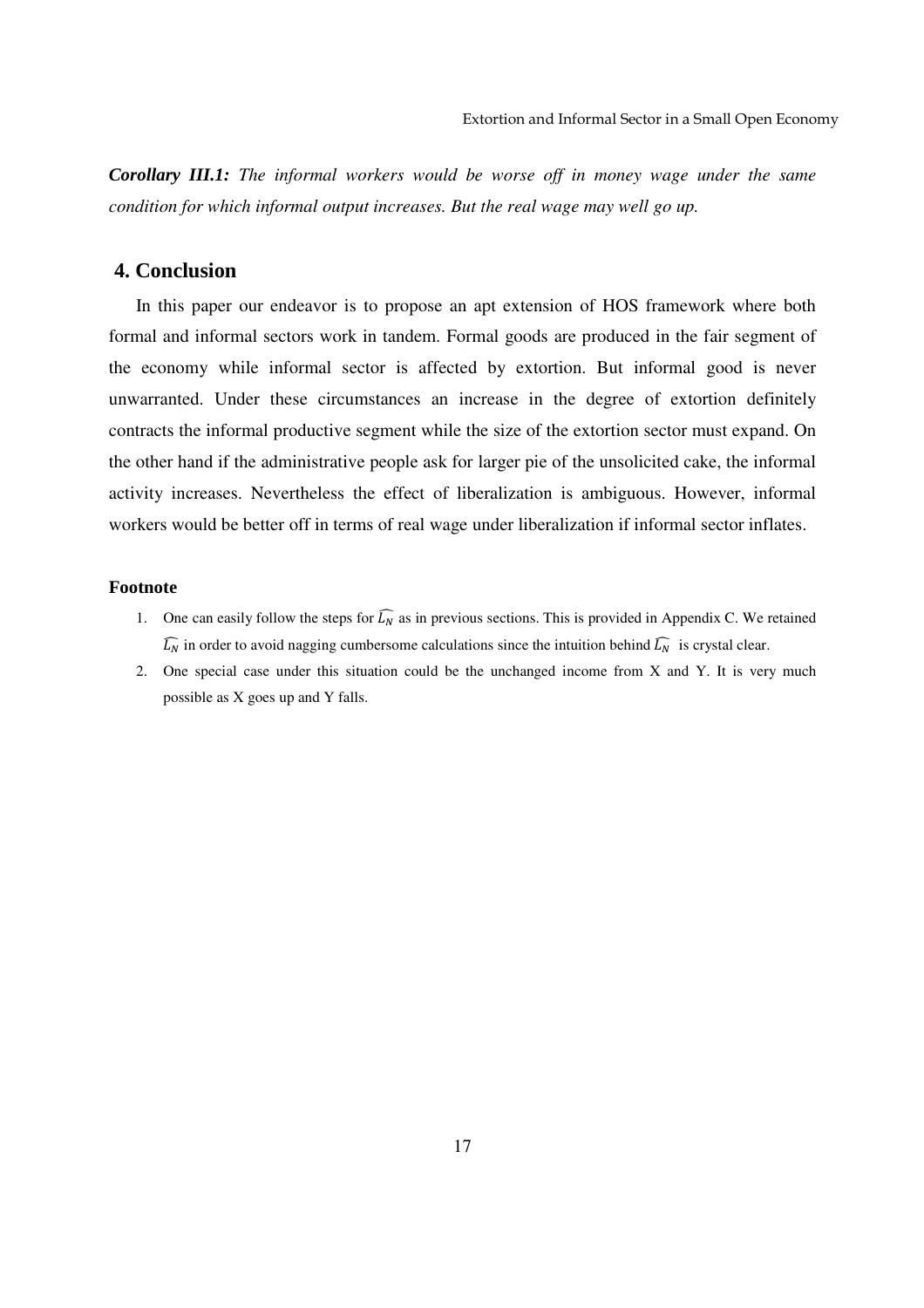***Corollary III.1:*** *The informal workers would be worse off in money wage under the same condition for which informal output increases. But the real wage may well go up.*

## 4. Conclusion

In this paper our endeavor is to propose an apt extension of HOS framework where both formal and informal sectors work in tandem. Formal goods are produced in the fair segment of the economy while informal sector is affected by extortion. But informal good is never unwarranted. Under these circumstances an increase in the degree of extortion definitely contracts the informal productive segment while the size of the extortion sector must expand. On the other hand if the administrative people ask for larger pie of the unsolicited cake, the informal activity increases. Nevertheless the effect of liberalization is ambiguous. However, informal workers would be better off in terms of real wage under liberalization if informal sector inflates.

### Footnote

1. One can easily follow the steps for $\widehat{L_N}$ as in previous sections. This is provided in Appendix C. We retained $\widehat{L_N}$ in order to avoid nagging cumbersome calculations since the intuition behind $\widehat{L_N}$ is crystal clear.
2. One special case under this situation could be the unchanged income from X and Y. It is very much possible as X goes up and Y falls.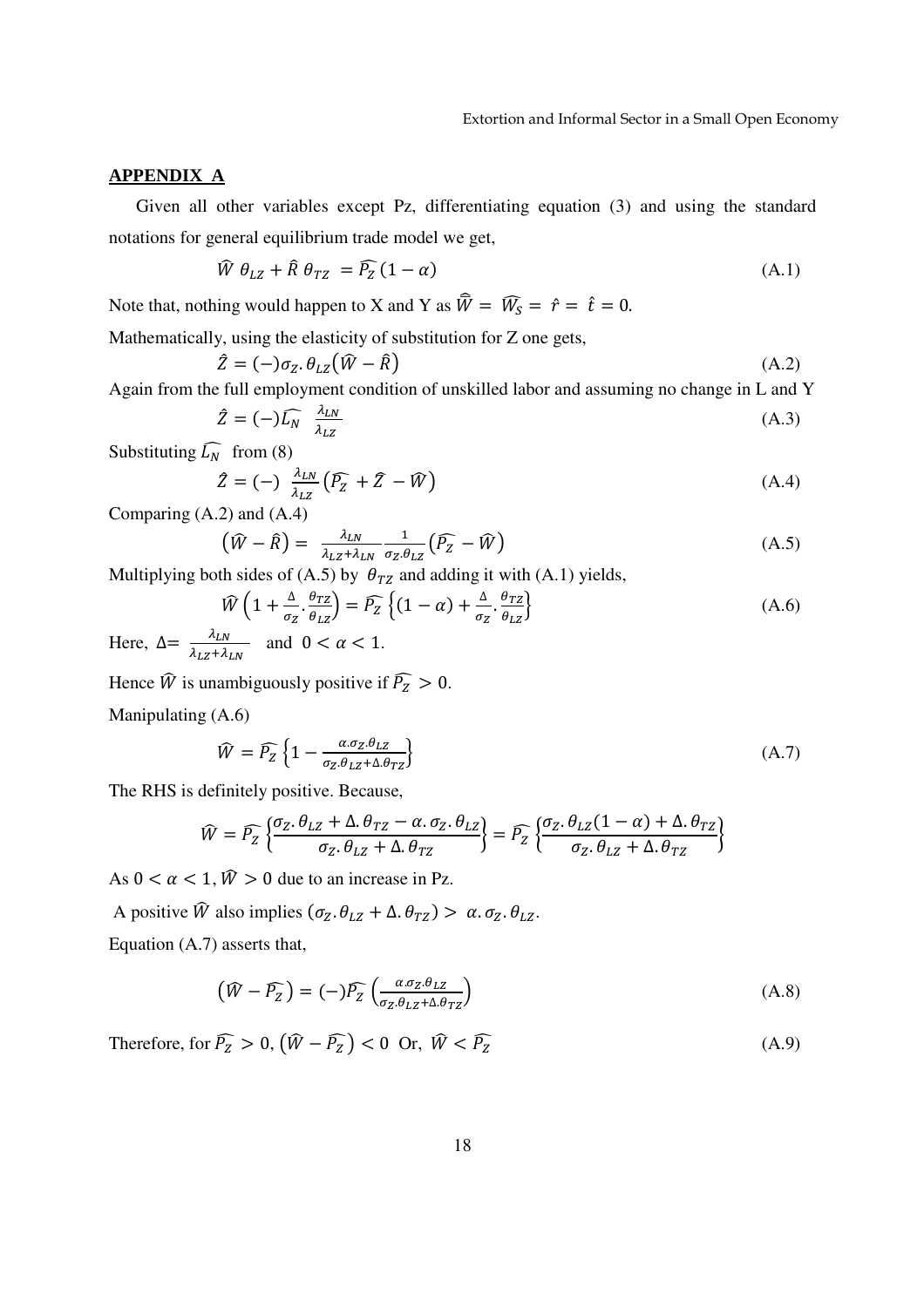## APPENDIX A

Given all other variables except Pz, differentiating equation (3) and using the standard notations for general equilibrium trade model we get,

$$\widehat{W}\,\theta_{LZ} + \hat{R}\,\theta_{TZ} = \widehat{P_Z}\,(1-\alpha) \tag{A.1}$$

Note that, nothing would happen to X and Y as $\widehat{\bar{W}} = \widehat{W_S} = \hat{r} = \hat{t} = 0.$

Mathematically, using the elasticity of substitution for Z one gets,

$$\hat{Z} = (-)\sigma_Z.\theta_{LZ}\big(\widehat{W} - \hat{R}\big) \tag{A.2}$$

Again from the full employment condition of unskilled labor and assuming no change in L and Y

$$\hat{Z} = (-)\widehat{L_N}\;\;\frac{\lambda_{LN}}{\lambda_{LZ}} \tag{A.3}$$

Substituting $\widehat{L_N}$ from (8)

$$\hat{Z} = (-)\;\frac{\lambda_{LN}}{\lambda_{LZ}}\big(\widehat{P_Z} + \hat{Z} - \widehat{W}\big) \tag{A.4}$$

Comparing (A.2) and (A.4)

$$\big(\widehat{W} - \hat{R}\big) = \frac{\lambda_{LN}}{\lambda_{LZ}+\lambda_{LN}}\frac{1}{\sigma_Z.\theta_{LZ}}\big(\widehat{P_Z} - \widehat{W}\big) \tag{A.5}$$

Multiplying both sides of (A.5) by $\theta_{TZ}$ and adding it with (A.1) yields,

$$\widehat{W}\left(1+\frac{\Delta}{\sigma_Z}.\frac{\theta_{TZ}}{\theta_{LZ}}\right) = \widehat{P_Z}\left\{(1-\alpha)+\frac{\Delta}{\sigma_Z}.\frac{\theta_{TZ}}{\theta_{LZ}}\right\} \tag{A.6}$$

Here, $\Delta = \frac{\lambda_{LN}}{\lambda_{LZ}+\lambda_{LN}}$ and $0<\alpha<1$.

Hence $\widehat{W}$ is unambiguously positive if $\widehat{P_Z} > 0$.

Manipulating (A.6)

$$\widehat{W} = \widehat{P_Z}\left\{1-\frac{\alpha.\sigma_Z.\theta_{LZ}}{\sigma_Z.\theta_{LZ}+\Delta.\theta_{TZ}}\right\} \tag{A.7}$$

The RHS is definitely positive. Because,

$$\widehat{W} = \widehat{P_Z}\left\{\frac{\sigma_Z.\theta_{LZ}+\Delta.\theta_{TZ}-\alpha.\sigma_Z.\theta_{LZ}}{\sigma_Z.\theta_{LZ}+\Delta.\theta_{TZ}}\right\} = \widehat{P_Z}\left\{\frac{\sigma_Z.\theta_{LZ}(1-\alpha)+\Delta.\theta_{TZ}}{\sigma_Z.\theta_{LZ}+\Delta.\theta_{TZ}}\right\}$$

As $0<\alpha<1$, $\widehat{W}>0$ due to an increase in Pz.

A positive $\widehat{W}$ also implies $(\sigma_Z.\theta_{LZ}+\Delta.\theta_{TZ}) > \alpha.\sigma_Z.\theta_{LZ}$.

Equation (A.7) asserts that,

$$\big(\widehat{W} - \widehat{P_Z}\big) = (-)\widehat{P_Z}\left(\frac{\alpha.\sigma_Z.\theta_{LZ}}{\sigma_Z.\theta_{LZ}+\Delta.\theta_{TZ}}\right) \tag{A.8}$$

Therefore, for $\widehat{P_Z} > 0$, $\big(\widehat{W} - \widehat{P_Z}\big) < 0$ Or, $\widehat{W} < \widehat{P_Z}$ (A.9)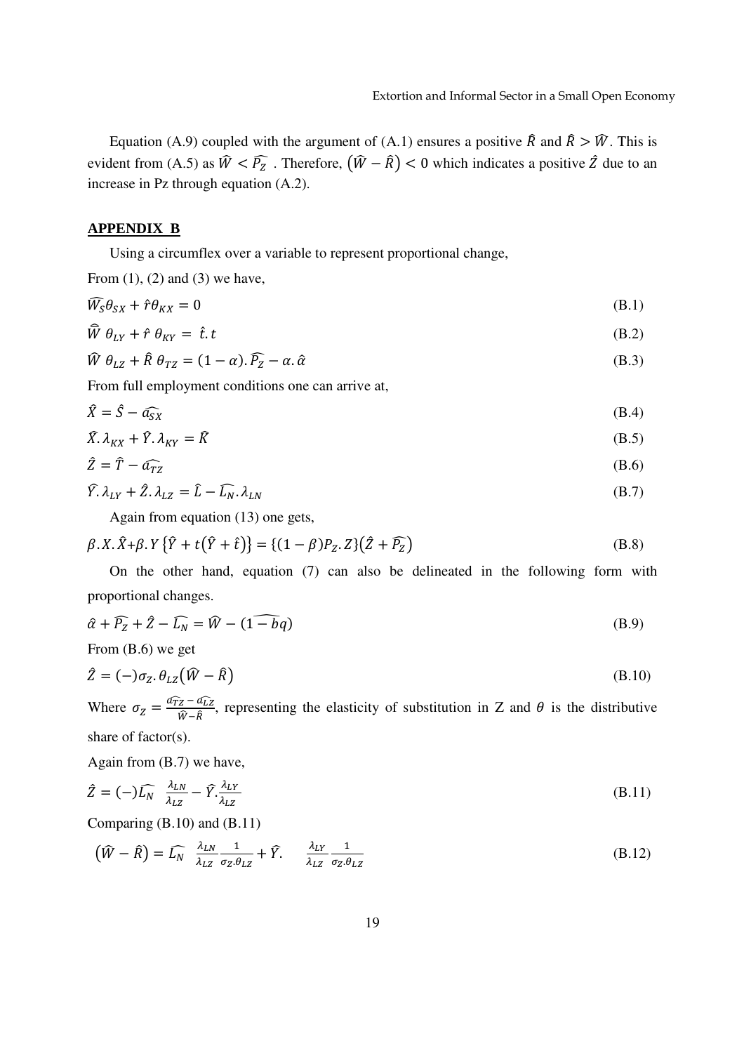Equation (A.9) coupled with the argument of (A.1) ensures a positive $\hat{R}$ and $\hat{R} > \widehat{W}$. This is evident from (A.5) as $\widehat{W} < \widehat{P_Z}$ . Therefore, $(\widehat{W} - \hat{R}) < 0$ which indicates a positive $\hat{Z}$ due to an increase in Pz through equation (A.2).

## APPENDIX B

Using a circumflex over a variable to represent proportional change,

From (1), (2) and (3) we have,

$$\widehat{W_S}\theta_{SX} + \hat{r}\theta_{KX} = 0 \tag{B.1}$$

$$\widehat{\overline{W}}\ \theta_{LY} + \hat{r}\ \theta_{KY} = \ \hat{t}.t \tag{B.2}$$

$$\widehat{W}\ \theta_{LZ} + \hat{R}\ \theta_{TZ} = (1-\alpha).\widehat{P_Z} - \alpha.\hat{\alpha} \tag{B.3}$$

From full employment conditions one can arrive at,

$$\hat{X} = \hat{S} - \widehat{a_{SX}} \tag{B.4}$$

$$\hat{X}.\lambda_{KX} + \hat{Y}.\lambda_{KY} = \hat{K} \tag{B.5}$$

$$\hat{Z} = \hat{T} - \widehat{a_{TZ}} \tag{B.6}$$

$$\hat{Y}.\lambda_{LY} + \hat{Z}.\lambda_{LZ} = \hat{L} - \widehat{L_N}.\lambda_{LN} \tag{B.7}$$

Again from equation (13) one gets,

$$\beta.X.\hat{X} + \beta.Y\left\{\hat{Y} + t(\hat{Y} + \hat{t})\right\} = \{(1-\beta)P_Z.Z\}(\hat{Z} + \widehat{P_Z}) \tag{B.8}$$

On the other hand, equation (7) can also be delineated in the following form with proportional changes.

$$\hat{\alpha} + \widehat{P_Z} + \hat{Z} - \widehat{L_N} = \widehat{W} - (\widehat{1-bq}) \tag{B.9}$$

From (B.6) we get

$$\hat{Z} = (-)\sigma_Z.\theta_{LZ}(\widehat{W} - \hat{R}) \tag{B.10}$$

Where $\sigma_Z = \frac{\widehat{a_{TZ}} - \widehat{a_{LZ}}}{\widehat{W} - \hat{R}}$, representing the elasticity of substitution in Z and $\theta$ is the distributive share of factor(s).

Again from (B.7) we have,

$$\hat{Z} = (-)\widehat{L_N}\ \frac{\lambda_{LN}}{\lambda_{LZ}} - \hat{Y}.\frac{\lambda_{LY}}{\lambda_{LZ}} \tag{B.11}$$

Comparing (B.10) and (B.11)

$$(\widehat{W} - \hat{R}) = \widehat{L_N}\ \frac{\lambda_{LN}}{\lambda_{LZ}}\frac{1}{\sigma_Z.\theta_{LZ}} + \hat{Y}.\quad \frac{\lambda_{LY}}{\lambda_{LZ}}\frac{1}{\sigma_Z.\theta_{LZ}} \tag{B.12}$$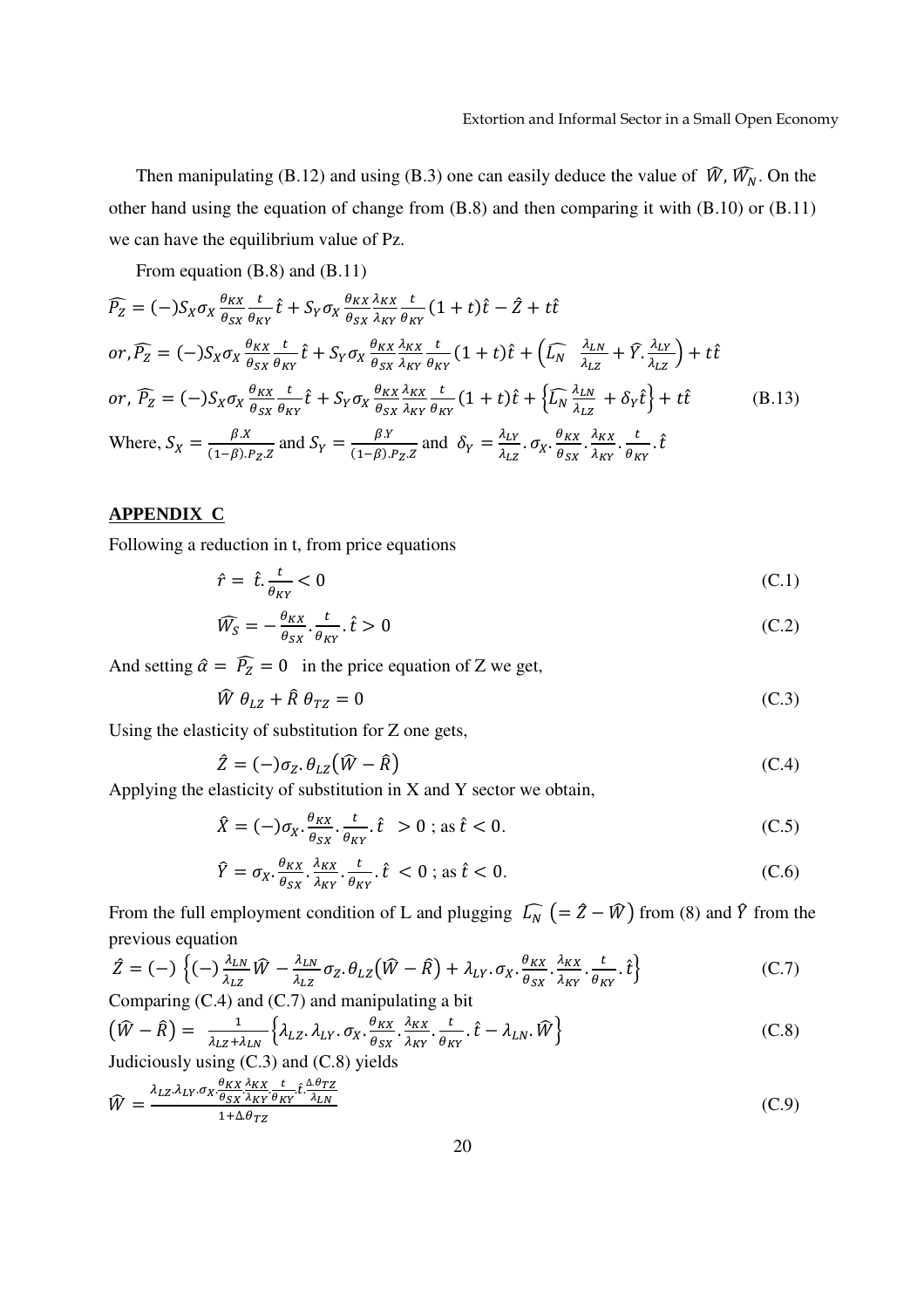Then manipulating (B.12) and using (B.3) one can easily deduce the value of $\widehat{W}, \widehat{W_N}$. On the other hand using the equation of change from (B.8) and then comparing it with (B.10) or (B.11) we can have the equilibrium value of Pz.

From equation (B.8) and (B.11)

$$\widehat{P_Z} = (-)S_X\sigma_X \frac{\theta_{KX}}{\theta_{SX}}\frac{t}{\theta_{KY}}\hat{t} + S_Y\sigma_X \frac{\theta_{KX}}{\theta_{SX}}\frac{\lambda_{KX}}{\lambda_{KY}}\frac{t}{\theta_{KY}}(1+t)\hat{t} - \hat{Z} + t\hat{t}$$

$$or, \widehat{P_Z} = (-)S_X\sigma_X \frac{\theta_{KX}}{\theta_{SX}}\frac{t}{\theta_{KY}}\hat{t} + S_Y\sigma_X \frac{\theta_{KX}}{\theta_{SX}}\frac{\lambda_{KX}}{\lambda_{KY}}\frac{t}{\theta_{KY}}(1+t)\hat{t} + \left(\widehat{L_N}\ \frac{\lambda_{LN}}{\lambda_{LZ}} + \hat{Y}.\frac{\lambda_{LY}}{\lambda_{LZ}}\right) + t\hat{t}$$

$$or,\ \widehat{P_Z} = (-)S_X\sigma_X \frac{\theta_{KX}}{\theta_{SX}}\frac{t}{\theta_{KY}}\hat{t} + S_Y\sigma_X \frac{\theta_{KX}}{\theta_{SX}}\frac{\lambda_{KX}}{\lambda_{KY}}\frac{t}{\theta_{KY}}(1+t)\hat{t} + \left\{\widehat{L_N}\frac{\lambda_{LN}}{\lambda_{LZ}} + \delta_Y\hat{t}\right\} + t\hat{t} \tag{B.13}$$

Where, $S_X = \frac{\beta.X}{(1-\beta).P_Z.Z}$ and $S_Y = \frac{\beta.Y}{(1-\beta).P_Z.Z}$ and $\delta_Y = \frac{\lambda_{LY}}{\lambda_{LZ}}.\sigma_X.\frac{\theta_{KX}}{\theta_{SX}}.\frac{\lambda_{KX}}{\lambda_{KY}}.\frac{t}{\theta_{KY}}.\hat{t}$

## APPENDIX C

Following a reduction in t, from price equations

$$\hat{r} = \hat{t}.\frac{t}{\theta_{KY}} < 0 \tag{C.1}$$

$$\widehat{W_S} = -\frac{\theta_{KX}}{\theta_{SX}}.\frac{t}{\theta_{KY}}.\hat{t} > 0 \tag{C.2}$$

And setting $\hat{\alpha} = \widehat{P_Z} = 0$ in the price equation of Z we get,

$$\widehat{W}\ \theta_{LZ} + \hat{R}\ \theta_{TZ} = 0 \tag{C.3}$$

Using the elasticity of substitution for Z one gets,

$$\hat{Z} = (-)\sigma_Z.\theta_{LZ}\left(\widehat{W} - \hat{R}\right) \tag{C.4}$$

Applying the elasticity of substitution in X and Y sector we obtain,

$$\hat{X} = (-)\sigma_X.\frac{\theta_{KX}}{\theta_{SX}}.\frac{t}{\theta_{KY}}.\hat{t}\ > 0\ ;\ \text{as}\ \hat{t} < 0. \tag{C.5}$$

$$\hat{Y} = \sigma_X.\frac{\theta_{KX}}{\theta_{SX}}.\frac{\lambda_{KX}}{\lambda_{KY}}.\frac{t}{\theta_{KY}}.\hat{t}\ < 0\ ;\ \text{as}\ \hat{t} < 0. \tag{C.6}$$

From the full employment condition of L and plugging $\widehat{L_N}\ \left(= \hat{Z} - \widehat{W}\right)$ from (8) and $\hat{Y}$ from the previous equation

$$\hat{Z} = (-)\left\{(-)\frac{\lambda_{LN}}{\lambda_{LZ}}\widehat{W} - \frac{\lambda_{LN}}{\lambda_{LZ}}\sigma_Z.\theta_{LZ}\left(\widehat{W} - \hat{R}\right) + \lambda_{LY}.\sigma_X.\frac{\theta_{KX}}{\theta_{SX}}.\frac{\lambda_{KX}}{\lambda_{KY}}.\frac{t}{\theta_{KY}}.\hat{t}\right\} \tag{C.7}$$

Comparing (C.4) and (C.7) and manipulating a bit

$$\left(\widehat{W} - \hat{R}\right) = \frac{1}{\lambda_{LZ}+\lambda_{LN}}\left\{\lambda_{LZ}.\lambda_{LY}.\sigma_X.\frac{\theta_{KX}}{\theta_{SX}}.\frac{\lambda_{KX}}{\lambda_{KY}}.\frac{t}{\theta_{KY}}.\hat{t} - \lambda_{LN}.\widehat{W}\right\} \tag{C.8}$$

Judiciously using (C.3) and (C.8) yields

$$\widehat{W} = \frac{\lambda_{LZ}.\lambda_{LY}.\sigma_X.\frac{\theta_{KX}}{\theta_{SX}}.\frac{\lambda_{KX}}{\lambda_{KY}}.\frac{t}{\theta_{KY}}.\hat{t}.\frac{\Delta.\theta_{TZ}}{\lambda_{LN}}}{1+\Delta\theta_{TZ}} \tag{C.9}$$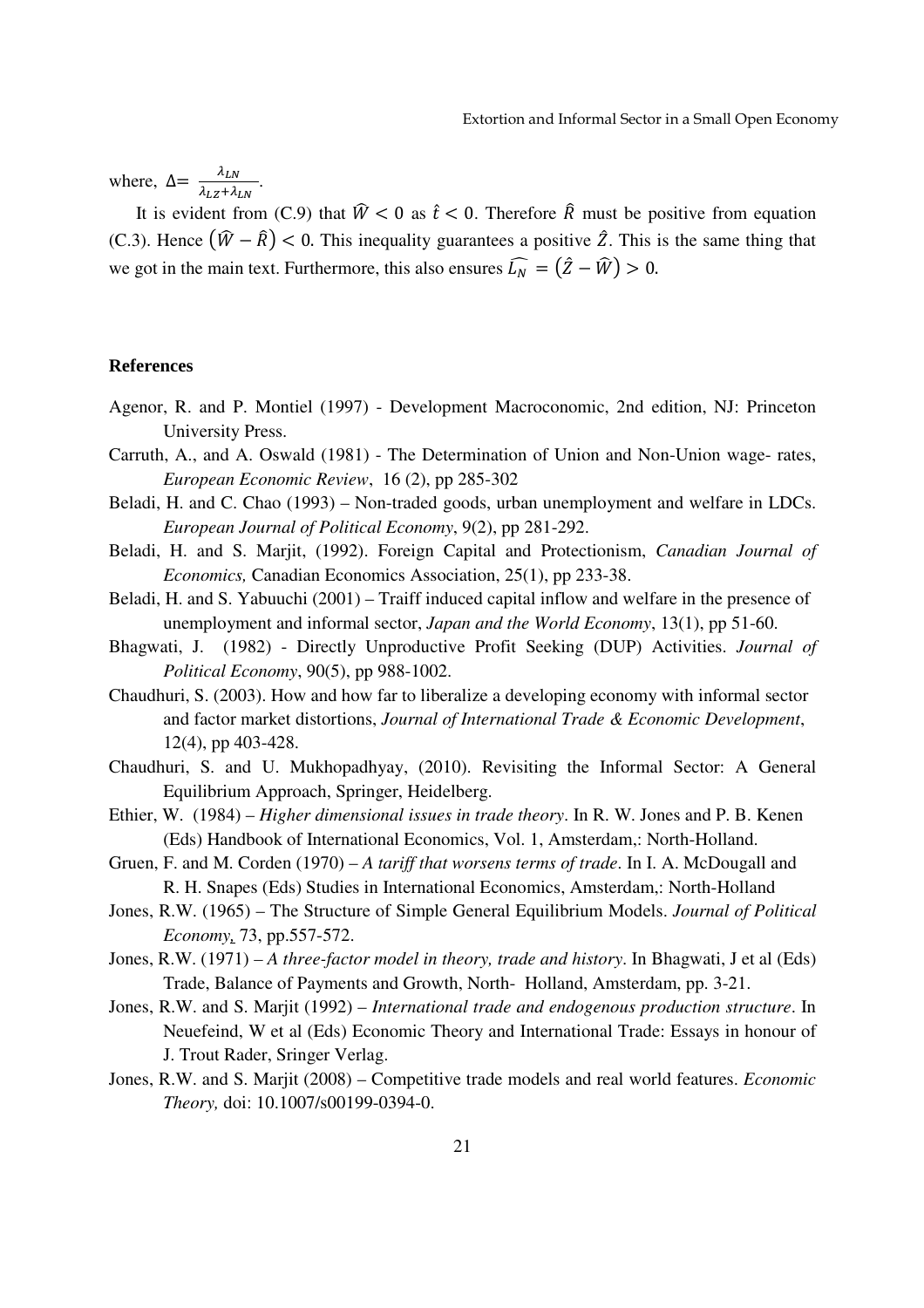where, $\Delta = \frac{\lambda_{LN}}{\lambda_{LZ}+\lambda_{LN}}$.

It is evident from (C.9) that $\widehat{W} < 0$ as $\hat{t} < 0$. Therefore $\hat{R}$ must be positive from equation (C.3). Hence $(\widehat{W} - \hat{R}) < 0$. This inequality guarantees a positive $\hat{Z}$. This is the same thing that we got in the main text. Furthermore, this also ensures $\widehat{L_N} = (\hat{Z} - \widehat{W}) > 0$.

**References**

Agenor, R. and P. Montiel (1997) - Development Macroconomic, 2nd edition, NJ: Princeton University Press.

Carruth, A., and A. Oswald (1981) - The Determination of Union and Non-Union wage- rates, *European Economic Review*, 16 (2), pp 285-302

Beladi, H. and C. Chao (1993) – Non-traded goods, urban unemployment and welfare in LDCs. *European Journal of Political Economy*, 9(2), pp 281-292.

Beladi, H. and S. Marjit, (1992). Foreign Capital and Protectionism, *Canadian Journal of Economics,* Canadian Economics Association, 25(1), pp 233-38.

Beladi, H. and S. Yabuuchi (2001) – Traiff induced capital inflow and welfare in the presence of unemployment and informal sector, *Japan and the World Economy*, 13(1), pp 51-60.

Bhagwati, J. (1982) - Directly Unproductive Profit Seeking (DUP) Activities. *Journal of Political Economy*, 90(5), pp 988-1002.

Chaudhuri, S. (2003). How and how far to liberalize a developing economy with informal sector and factor market distortions, *Journal of International Trade & Economic Development*, 12(4), pp 403-428.

Chaudhuri, S. and U. Mukhopadhyay, (2010). Revisiting the Informal Sector: A General Equilibrium Approach, Springer, Heidelberg.

Ethier, W. (1984) – *Higher dimensional issues in trade theory*. In R. W. Jones and P. B. Kenen (Eds) Handbook of International Economics, Vol. 1, Amsterdam,: North-Holland.

Gruen, F. and M. Corden (1970) – *A tariff that worsens terms of trade*. In I. A. McDougall and R. H. Snapes (Eds) Studies in International Economics, Amsterdam,: North-Holland

Jones, R.W. (1965) – The Structure of Simple General Equilibrium Models. *Journal of Political Economy*, 73, pp.557-572.

Jones, R.W. (1971) – *A three-factor model in theory, trade and history*. In Bhagwati, J et al (Eds) Trade, Balance of Payments and Growth, North- Holland, Amsterdam, pp. 3-21.

Jones, R.W. and S. Marjit (1992) – *International trade and endogenous production structure*. In Neuefeind, W et al (Eds) Economic Theory and International Trade: Essays in honour of J. Trout Rader, Sringer Verlag.

Jones, R.W. and S. Marjit (2008) – Competitive trade models and real world features. *Economic Theory,* doi: 10.1007/s00199-0394-0.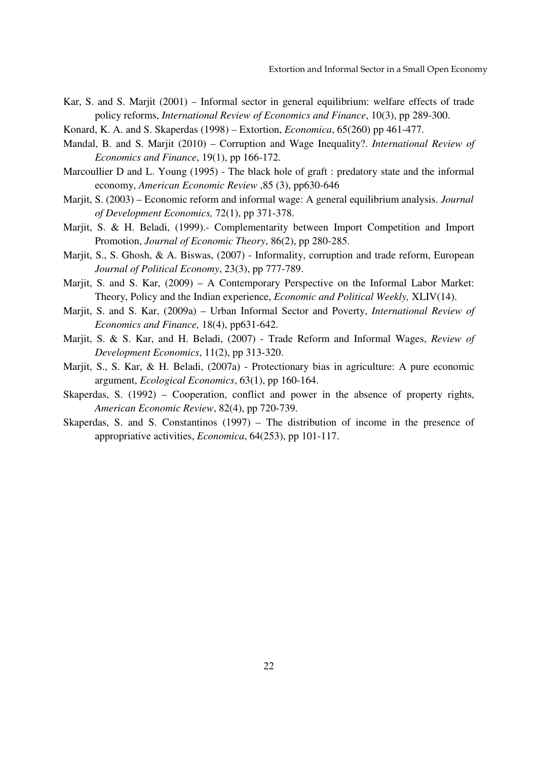Kar, S. and S. Marjit (2001) – Informal sector in general equilibrium: welfare effects of trade policy reforms, *International Review of Economics and Finance*, 10(3), pp 289-300.

Konard, K. A. and S. Skaperdas (1998) – Extortion, *Economica*, 65(260) pp 461-477.

Mandal, B. and S. Marjit (2010) – Corruption and Wage Inequality?. *International Review of Economics and Finance*, 19(1), pp 166-172.

Marcoullier D and L. Young (1995) - The black hole of graft : predatory state and the informal economy, *American Economic Review* ,85 (3), pp630-646

Marjit, S. (2003) – Economic reform and informal wage: A general equilibrium analysis. *Journal of Development Economics,* 72(1), pp 371-378.

Marjit, S. & H. Beladi, (1999).- Complementarity between Import Competition and Import Promotion, *Journal of Economic Theory*, 86(2), pp 280-285.

Marjit, S., S. Ghosh, & A. Biswas, (2007) - Informality, corruption and trade reform, European *Journal of Political Economy*, 23(3), pp 777-789.

Marjit, S. and S. Kar, (2009) – A Contemporary Perspective on the Informal Labor Market: Theory, Policy and the Indian experience, *Economic and Political Weekly,* XLIV(14).

Marjit, S. and S. Kar, (2009a) – Urban Informal Sector and Poverty, *International Review of Economics and Finance,* 18(4), pp631-642.

Marjit, S. & S. Kar, and H. Beladi, (2007) - Trade Reform and Informal Wages, *Review of Development Economics*, 11(2), pp 313-320.

Marjit, S., S. Kar, & H. Beladi, (2007a) - Protectionary bias in agriculture: A pure economic argument, *Ecological Economics*, 63(1), pp 160-164.

Skaperdas, S. (1992) – Cooperation, conflict and power in the absence of property rights, *American Economic Review*, 82(4), pp 720-739.

Skaperdas, S. and S. Constantinos (1997) – The distribution of income in the presence of appropriative activities, *Economica*, 64(253), pp 101-117.